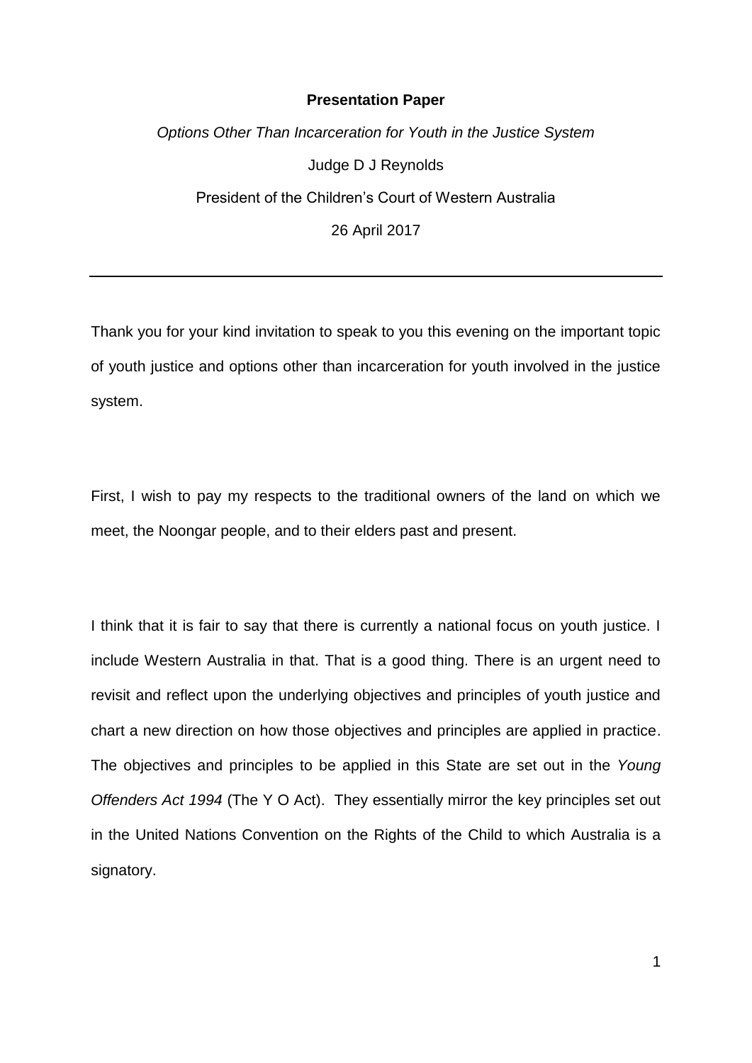**Presentation Paper**

*Options Other Than Incarceration for Youth in the Justice System*

Judge D J Reynolds

President of the Children's Court of Western Australia

26 April 2017

---

Thank you for your kind invitation to speak to you this evening on the important topic of youth justice and options other than incarceration for youth involved in the justice system.

First, I wish to pay my respects to the traditional owners of the land on which we meet, the Noongar people, and to their elders past and present.

I think that it is fair to say that there is currently a national focus on youth justice. I include Western Australia in that. That is a good thing. There is an urgent need to revisit and reflect upon the underlying objectives and principles of youth justice and chart a new direction on how those objectives and principles are applied in practice. The objectives and principles to be applied in this State are set out in the *Young Offenders Act 1994* (The Y O Act). They essentially mirror the key principles set out in the United Nations Convention on the Rights of the Child to which Australia is a signatory.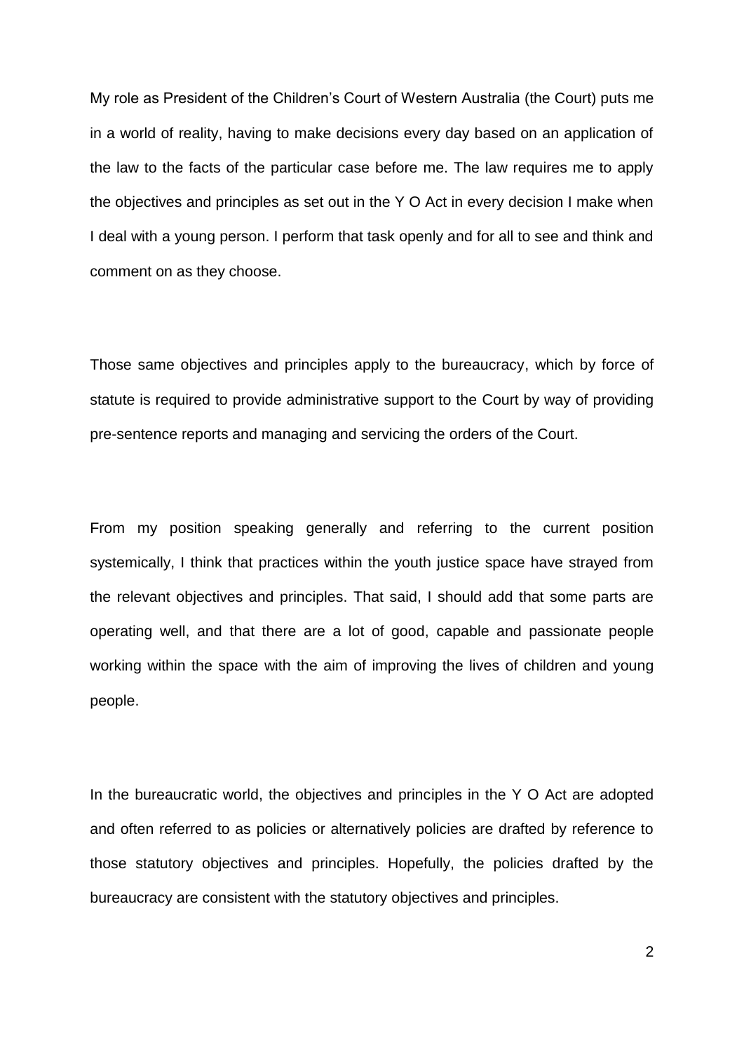My role as President of the Children's Court of Western Australia (the Court) puts me in a world of reality, having to make decisions every day based on an application of the law to the facts of the particular case before me. The law requires me to apply the objectives and principles as set out in the Y O Act in every decision I make when I deal with a young person. I perform that task openly and for all to see and think and comment on as they choose.

Those same objectives and principles apply to the bureaucracy, which by force of statute is required to provide administrative support to the Court by way of providing pre-sentence reports and managing and servicing the orders of the Court.

From my position speaking generally and referring to the current position systemically, I think that practices within the youth justice space have strayed from the relevant objectives and principles. That said, I should add that some parts are operating well, and that there are a lot of good, capable and passionate people working within the space with the aim of improving the lives of children and young people.

In the bureaucratic world, the objectives and principles in the Y O Act are adopted and often referred to as policies or alternatively policies are drafted by reference to those statutory objectives and principles. Hopefully, the policies drafted by the bureaucracy are consistent with the statutory objectives and principles.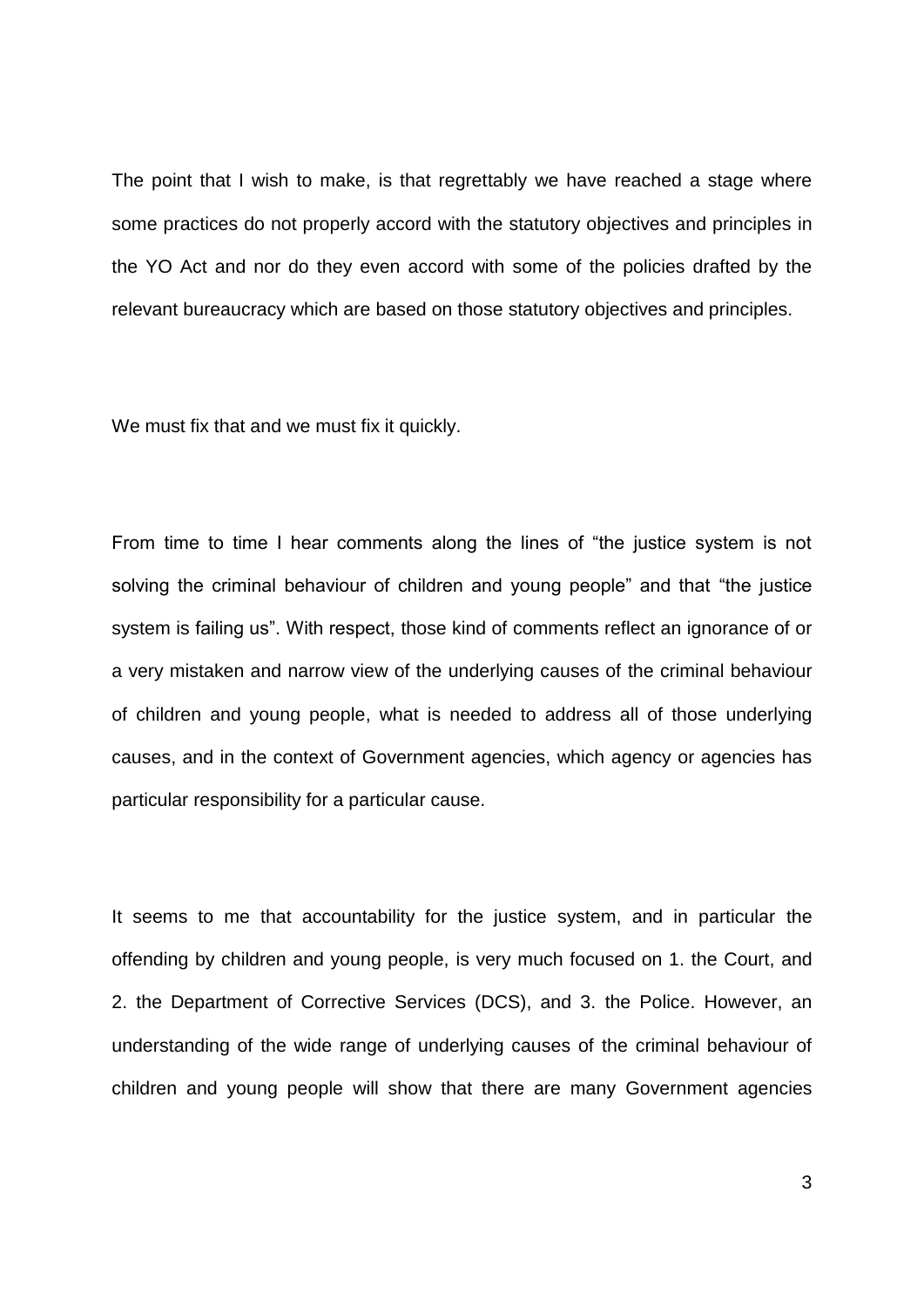The point that I wish to make, is that regrettably we have reached a stage where some practices do not properly accord with the statutory objectives and principles in the YO Act and nor do they even accord with some of the policies drafted by the relevant bureaucracy which are based on those statutory objectives and principles.

We must fix that and we must fix it quickly.

From time to time I hear comments along the lines of "the justice system is not solving the criminal behaviour of children and young people" and that "the justice system is failing us". With respect, those kind of comments reflect an ignorance of or a very mistaken and narrow view of the underlying causes of the criminal behaviour of children and young people, what is needed to address all of those underlying causes, and in the context of Government agencies, which agency or agencies has particular responsibility for a particular cause.

It seems to me that accountability for the justice system, and in particular the offending by children and young people, is very much focused on 1. the Court, and 2. the Department of Corrective Services (DCS), and 3. the Police. However, an understanding of the wide range of underlying causes of the criminal behaviour of children and young people will show that there are many Government agencies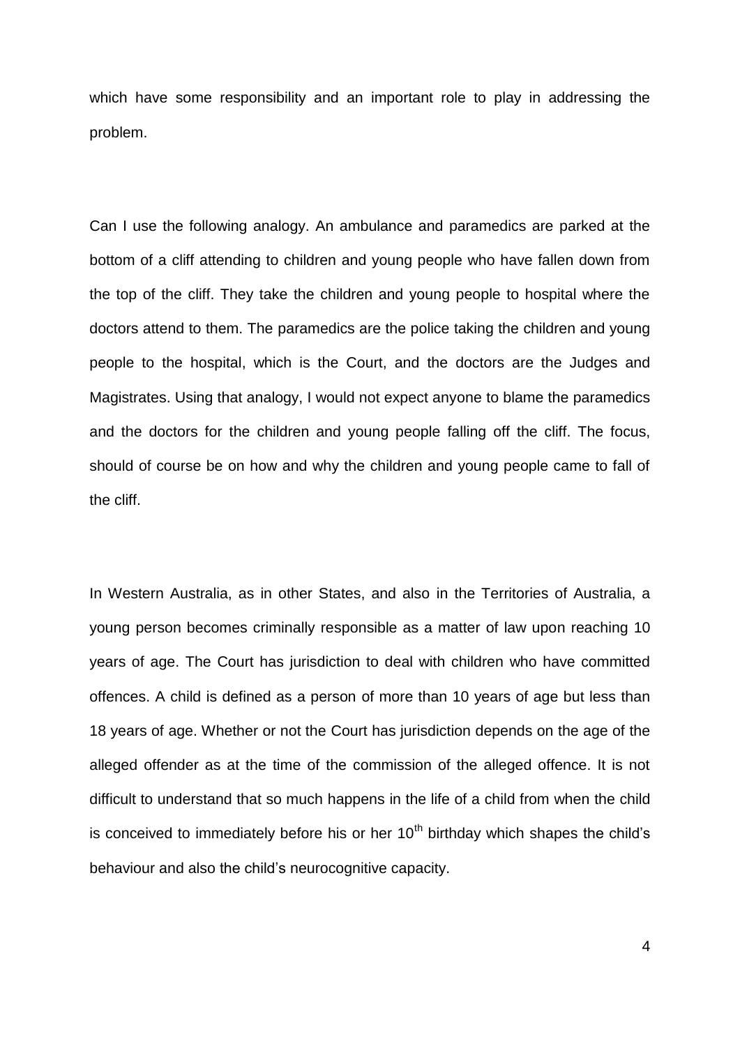which have some responsibility and an important role to play in addressing the problem.

Can I use the following analogy. An ambulance and paramedics are parked at the bottom of a cliff attending to children and young people who have fallen down from the top of the cliff. They take the children and young people to hospital where the doctors attend to them. The paramedics are the police taking the children and young people to the hospital, which is the Court, and the doctors are the Judges and Magistrates. Using that analogy, I would not expect anyone to blame the paramedics and the doctors for the children and young people falling off the cliff. The focus, should of course be on how and why the children and young people came to fall of the cliff.

In Western Australia, as in other States, and also in the Territories of Australia, a young person becomes criminally responsible as a matter of law upon reaching 10 years of age. The Court has jurisdiction to deal with children who have committed offences. A child is defined as a person of more than 10 years of age but less than 18 years of age. Whether or not the Court has jurisdiction depends on the age of the alleged offender as at the time of the commission of the alleged offence. It is not difficult to understand that so much happens in the life of a child from when the child is conceived to immediately before his or her 10th birthday which shapes the child's behaviour and also the child's neurocognitive capacity.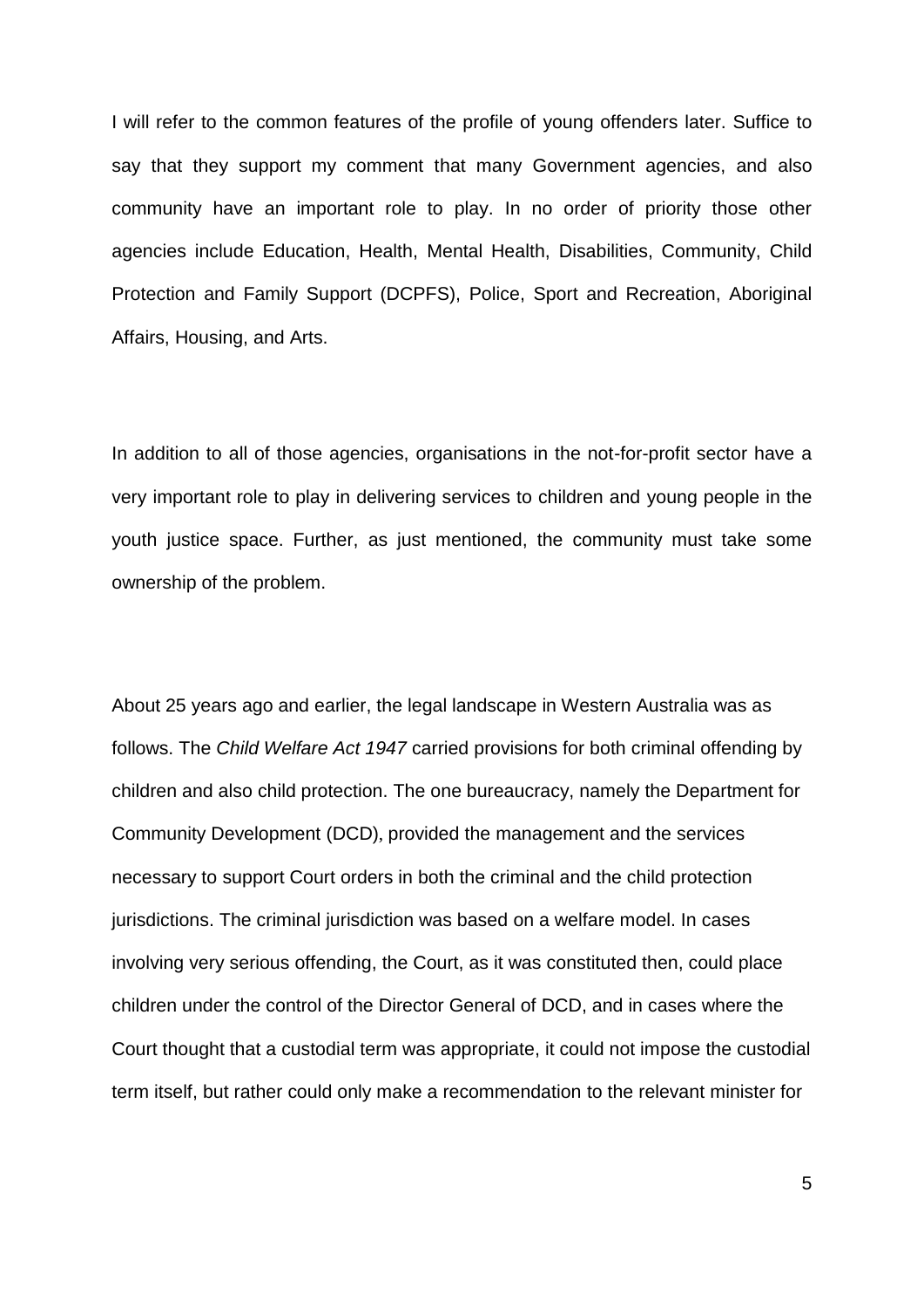I will refer to the common features of the profile of young offenders later. Suffice to say that they support my comment that many Government agencies, and also community have an important role to play. In no order of priority those other agencies include Education, Health, Mental Health, Disabilities, Community, Child Protection and Family Support (DCPFS), Police, Sport and Recreation, Aboriginal Affairs, Housing, and Arts.

In addition to all of those agencies, organisations in the not-for-profit sector have a very important role to play in delivering services to children and young people in the youth justice space. Further, as just mentioned, the community must take some ownership of the problem.

About 25 years ago and earlier, the legal landscape in Western Australia was as follows. The *Child Welfare Act 1947* carried provisions for both criminal offending by children and also child protection. The one bureaucracy, namely the Department for Community Development (DCD), provided the management and the services necessary to support Court orders in both the criminal and the child protection jurisdictions. The criminal jurisdiction was based on a welfare model. In cases involving very serious offending, the Court, as it was constituted then, could place children under the control of the Director General of DCD, and in cases where the Court thought that a custodial term was appropriate, it could not impose the custodial term itself, but rather could only make a recommendation to the relevant minister for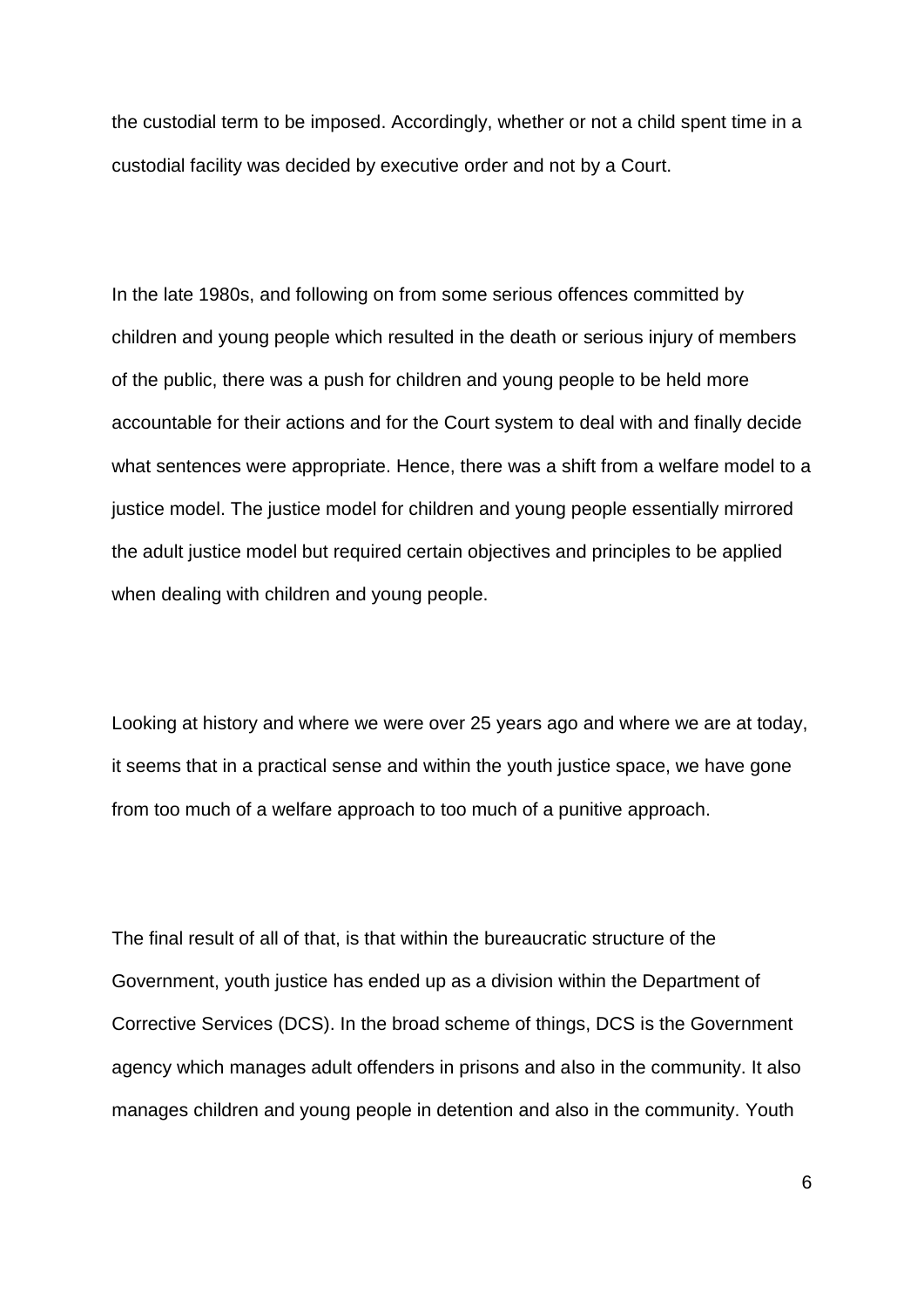the custodial term to be imposed. Accordingly, whether or not a child spent time in a custodial facility was decided by executive order and not by a Court.

In the late 1980s, and following on from some serious offences committed by children and young people which resulted in the death or serious injury of members of the public, there was a push for children and young people to be held more accountable for their actions and for the Court system to deal with and finally decide what sentences were appropriate. Hence, there was a shift from a welfare model to a justice model. The justice model for children and young people essentially mirrored the adult justice model but required certain objectives and principles to be applied when dealing with children and young people.

Looking at history and where we were over 25 years ago and where we are at today, it seems that in a practical sense and within the youth justice space, we have gone from too much of a welfare approach to too much of a punitive approach.

The final result of all of that, is that within the bureaucratic structure of the Government, youth justice has ended up as a division within the Department of Corrective Services (DCS). In the broad scheme of things, DCS is the Government agency which manages adult offenders in prisons and also in the community. It also manages children and young people in detention and also in the community. Youth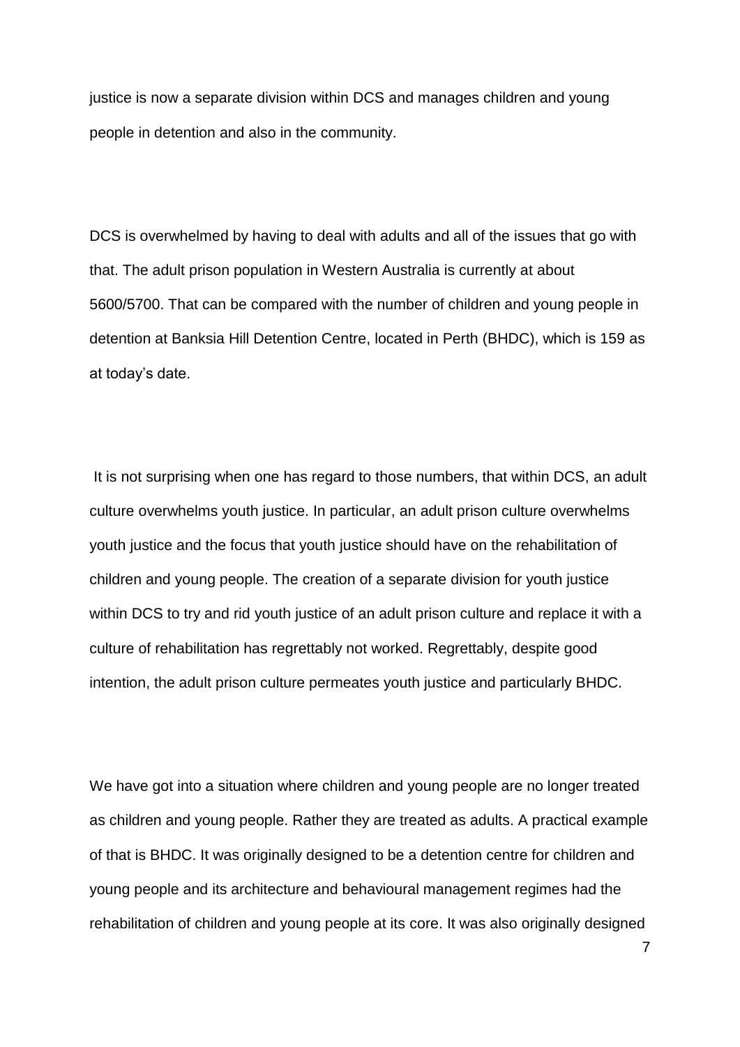justice is now a separate division within DCS and manages children and young people in detention and also in the community.

DCS is overwhelmed by having to deal with adults and all of the issues that go with that. The adult prison population in Western Australia is currently at about 5600/5700. That can be compared with the number of children and young people in detention at Banksia Hill Detention Centre, located in Perth (BHDC), which is 159 as at today's date.

It is not surprising when one has regard to those numbers, that within DCS, an adult culture overwhelms youth justice. In particular, an adult prison culture overwhelms youth justice and the focus that youth justice should have on the rehabilitation of children and young people. The creation of a separate division for youth justice within DCS to try and rid youth justice of an adult prison culture and replace it with a culture of rehabilitation has regrettably not worked. Regrettably, despite good intention, the adult prison culture permeates youth justice and particularly BHDC.

We have got into a situation where children and young people are no longer treated as children and young people. Rather they are treated as adults. A practical example of that is BHDC. It was originally designed to be a detention centre for children and young people and its architecture and behavioural management regimes had the rehabilitation of children and young people at its core. It was also originally designed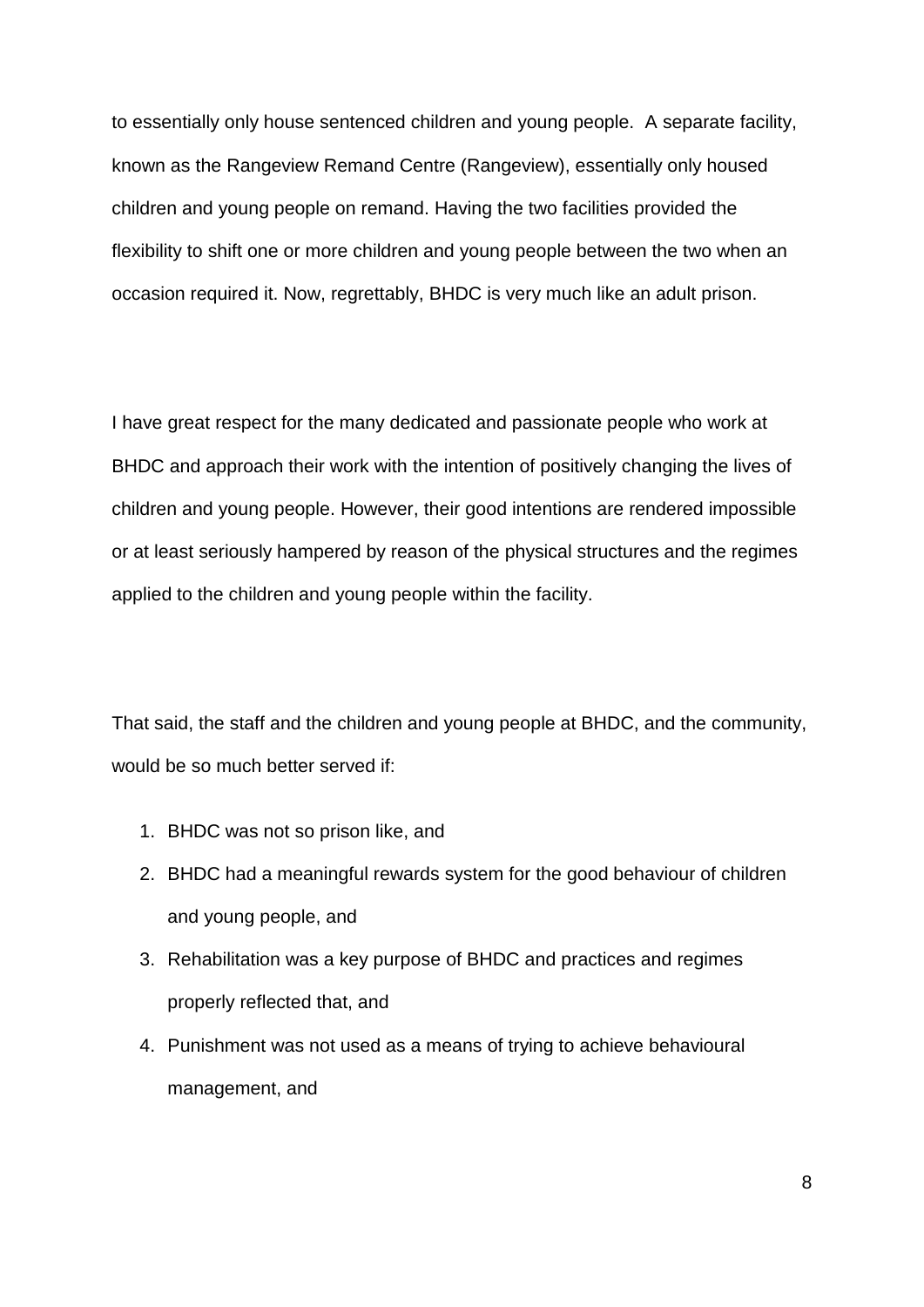to essentially only house sentenced children and young people. A separate facility, known as the Rangeview Remand Centre (Rangeview), essentially only housed children and young people on remand. Having the two facilities provided the flexibility to shift one or more children and young people between the two when an occasion required it. Now, regrettably, BHDC is very much like an adult prison.

I have great respect for the many dedicated and passionate people who work at BHDC and approach their work with the intention of positively changing the lives of children and young people. However, their good intentions are rendered impossible or at least seriously hampered by reason of the physical structures and the regimes applied to the children and young people within the facility.

That said, the staff and the children and young people at BHDC, and the community, would be so much better served if:

1. BHDC was not so prison like, and
2. BHDC had a meaningful rewards system for the good behaviour of children and young people, and
3. Rehabilitation was a key purpose of BHDC and practices and regimes properly reflected that, and
4. Punishment was not used as a means of trying to achieve behavioural management, and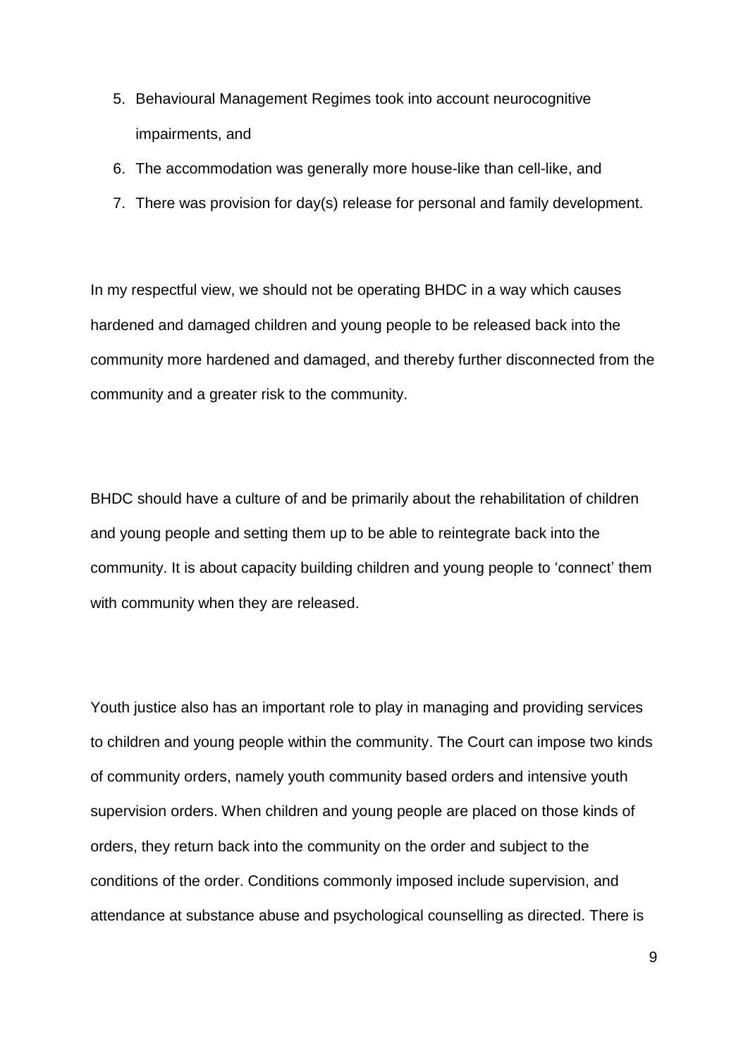5. Behavioural Management Regimes took into account neurocognitive impairments, and
6. The accommodation was generally more house-like than cell-like, and
7. There was provision for day(s) release for personal and family development.

In my respectful view, we should not be operating BHDC in a way which causes hardened and damaged children and young people to be released back into the community more hardened and damaged, and thereby further disconnected from the community and a greater risk to the community.

BHDC should have a culture of and be primarily about the rehabilitation of children and young people and setting them up to be able to reintegrate back into the community. It is about capacity building children and young people to 'connect' them with community when they are released.

Youth justice also has an important role to play in managing and providing services to children and young people within the community. The Court can impose two kinds of community orders, namely youth community based orders and intensive youth supervision orders. When children and young people are placed on those kinds of orders, they return back into the community on the order and subject to the conditions of the order. Conditions commonly imposed include supervision, and attendance at substance abuse and psychological counselling as directed. There is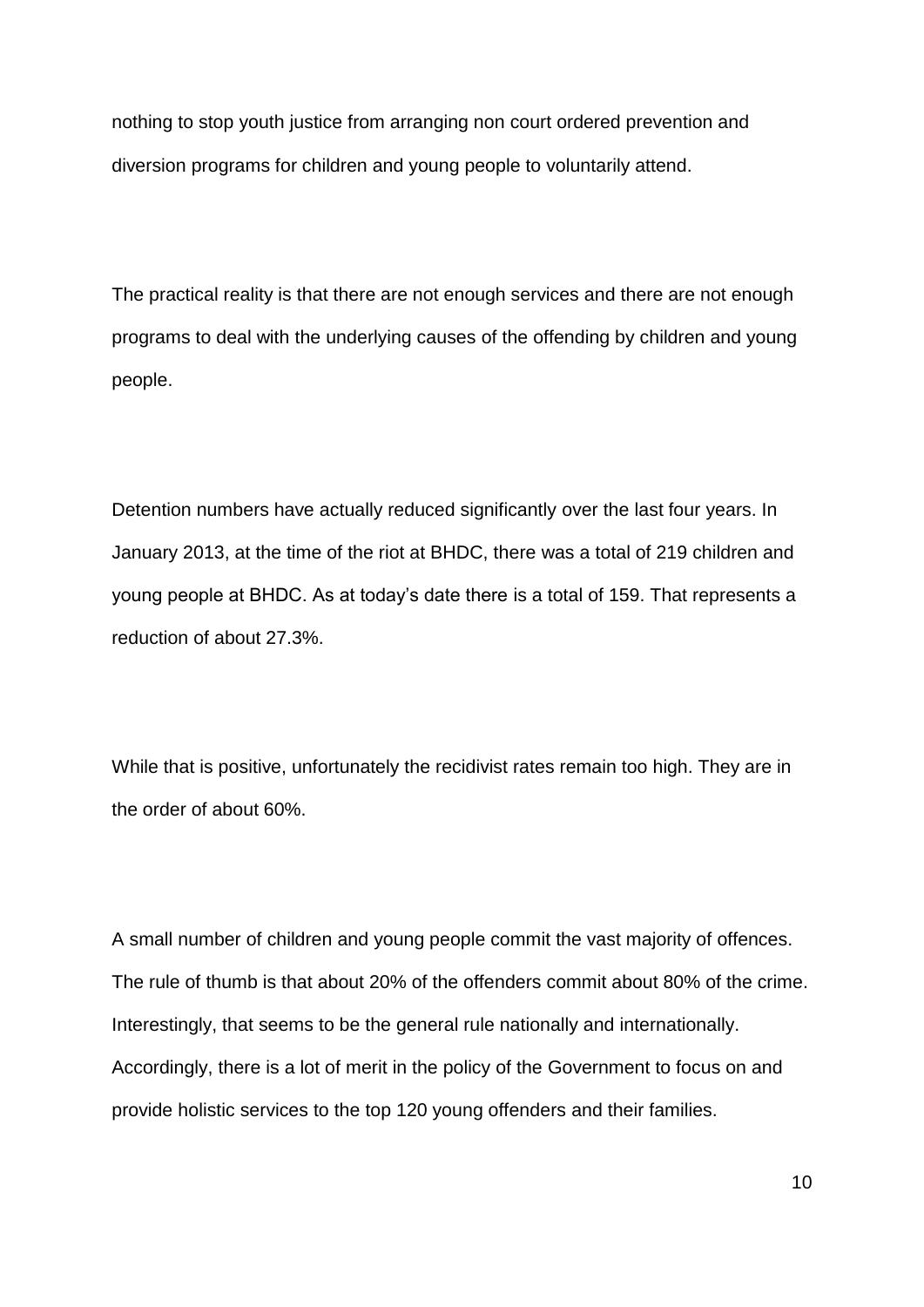nothing to stop youth justice from arranging non court ordered prevention and diversion programs for children and young people to voluntarily attend.

The practical reality is that there are not enough services and there are not enough programs to deal with the underlying causes of the offending by children and young people.

Detention numbers have actually reduced significantly over the last four years. In January 2013, at the time of the riot at BHDC, there was a total of 219 children and young people at BHDC. As at today's date there is a total of 159. That represents a reduction of about 27.3%.

While that is positive, unfortunately the recidivist rates remain too high. They are in the order of about 60%.

A small number of children and young people commit the vast majority of offences. The rule of thumb is that about 20% of the offenders commit about 80% of the crime. Interestingly, that seems to be the general rule nationally and internationally. Accordingly, there is a lot of merit in the policy of the Government to focus on and provide holistic services to the top 120 young offenders and their families.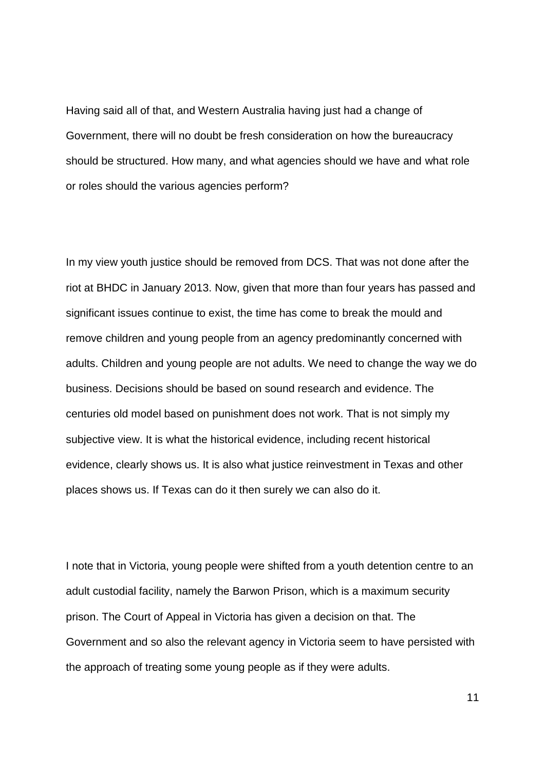Having said all of that, and Western Australia having just had a change of Government, there will no doubt be fresh consideration on how the bureaucracy should be structured. How many, and what agencies should we have and what role or roles should the various agencies perform?

In my view youth justice should be removed from DCS. That was not done after the riot at BHDC in January 2013. Now, given that more than four years has passed and significant issues continue to exist, the time has come to break the mould and remove children and young people from an agency predominantly concerned with adults. Children and young people are not adults. We need to change the way we do business. Decisions should be based on sound research and evidence. The centuries old model based on punishment does not work. That is not simply my subjective view. It is what the historical evidence, including recent historical evidence, clearly shows us. It is also what justice reinvestment in Texas and other places shows us. If Texas can do it then surely we can also do it.

I note that in Victoria, young people were shifted from a youth detention centre to an adult custodial facility, namely the Barwon Prison, which is a maximum security prison. The Court of Appeal in Victoria has given a decision on that. The Government and so also the relevant agency in Victoria seem to have persisted with the approach of treating some young people as if they were adults.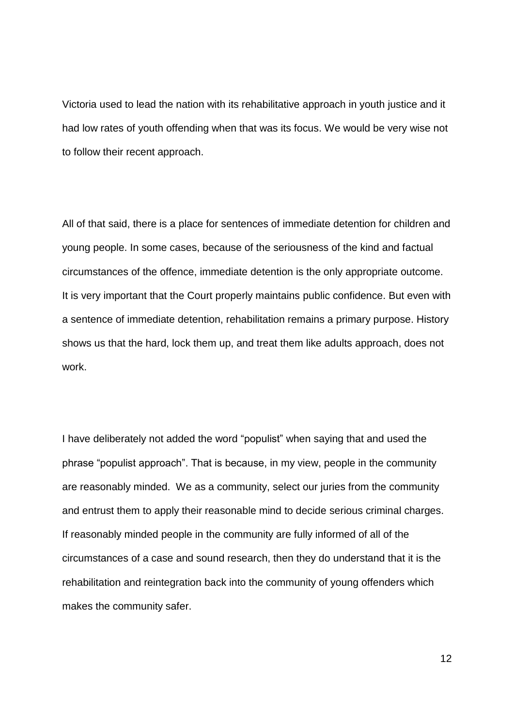Victoria used to lead the nation with its rehabilitative approach in youth justice and it had low rates of youth offending when that was its focus. We would be very wise not to follow their recent approach.

All of that said, there is a place for sentences of immediate detention for children and young people. In some cases, because of the seriousness of the kind and factual circumstances of the offence, immediate detention is the only appropriate outcome. It is very important that the Court properly maintains public confidence. But even with a sentence of immediate detention, rehabilitation remains a primary purpose. History shows us that the hard, lock them up, and treat them like adults approach, does not work.

I have deliberately not added the word "populist" when saying that and used the phrase "populist approach". That is because, in my view, people in the community are reasonably minded. We as a community, select our juries from the community and entrust them to apply their reasonable mind to decide serious criminal charges. If reasonably minded people in the community are fully informed of all of the circumstances of a case and sound research, then they do understand that it is the rehabilitation and reintegration back into the community of young offenders which makes the community safer.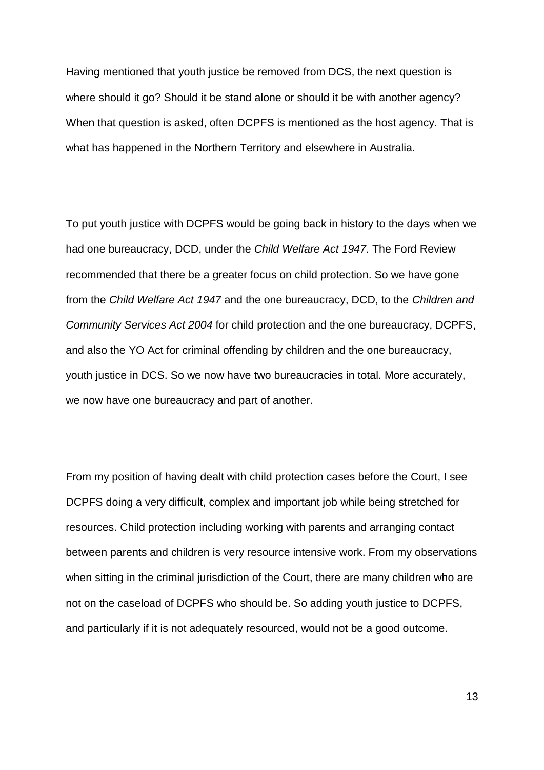Having mentioned that youth justice be removed from DCS, the next question is where should it go? Should it be stand alone or should it be with another agency? When that question is asked, often DCPFS is mentioned as the host agency. That is what has happened in the Northern Territory and elsewhere in Australia.

To put youth justice with DCPFS would be going back in history to the days when we had one bureaucracy, DCD, under the *Child Welfare Act 1947.* The Ford Review recommended that there be a greater focus on child protection. So we have gone from the *Child Welfare Act 1947* and the one bureaucracy, DCD, to the *Children and Community Services Act 2004* for child protection and the one bureaucracy, DCPFS, and also the YO Act for criminal offending by children and the one bureaucracy, youth justice in DCS. So we now have two bureaucracies in total. More accurately, we now have one bureaucracy and part of another.

From my position of having dealt with child protection cases before the Court, I see DCPFS doing a very difficult, complex and important job while being stretched for resources. Child protection including working with parents and arranging contact between parents and children is very resource intensive work. From my observations when sitting in the criminal jurisdiction of the Court, there are many children who are not on the caseload of DCPFS who should be. So adding youth justice to DCPFS, and particularly if it is not adequately resourced, would not be a good outcome.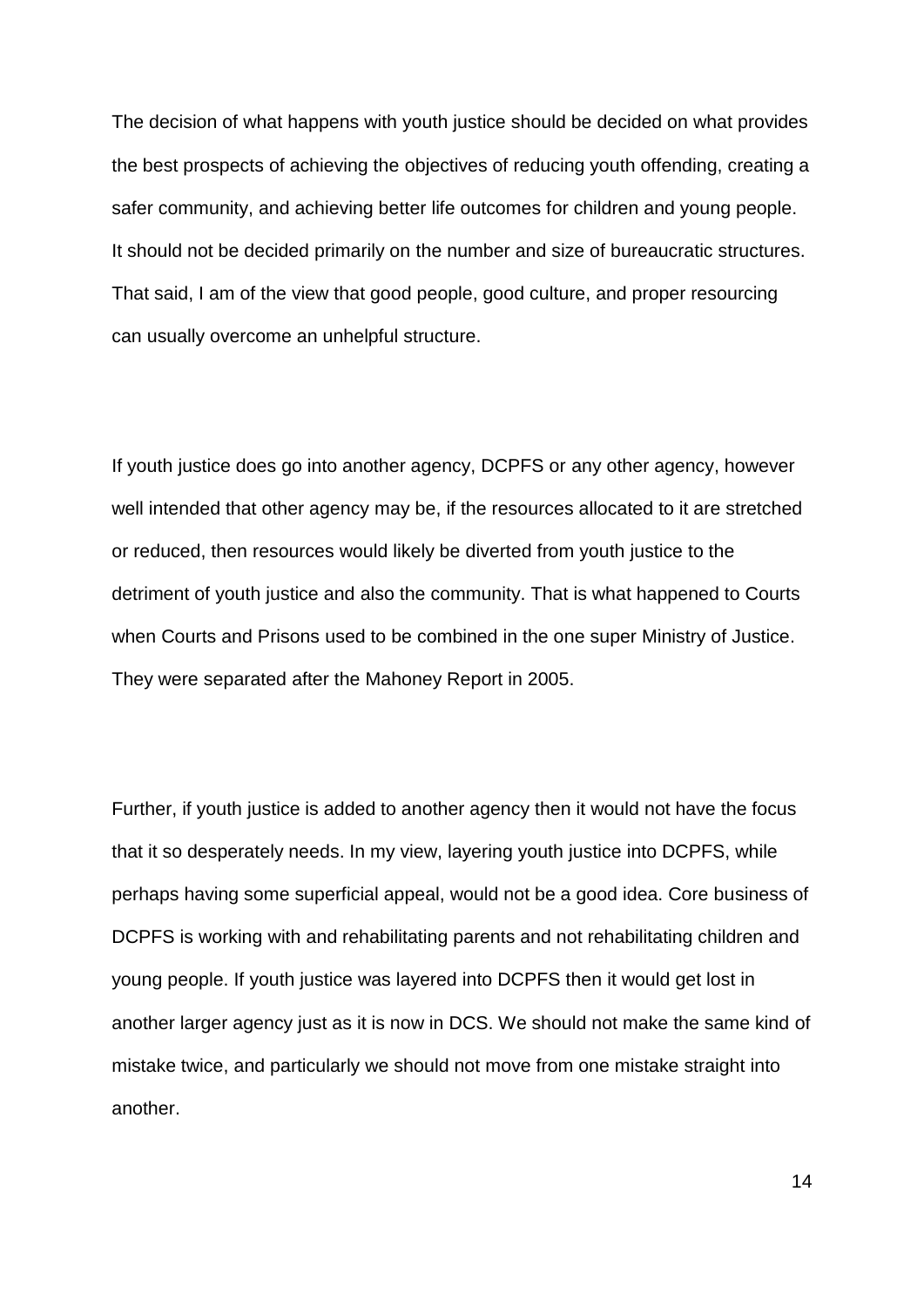The decision of what happens with youth justice should be decided on what provides the best prospects of achieving the objectives of reducing youth offending, creating a safer community, and achieving better life outcomes for children and young people. It should not be decided primarily on the number and size of bureaucratic structures. That said, I am of the view that good people, good culture, and proper resourcing can usually overcome an unhelpful structure.

If youth justice does go into another agency, DCPFS or any other agency, however well intended that other agency may be, if the resources allocated to it are stretched or reduced, then resources would likely be diverted from youth justice to the detriment of youth justice and also the community. That is what happened to Courts when Courts and Prisons used to be combined in the one super Ministry of Justice. They were separated after the Mahoney Report in 2005.

Further, if youth justice is added to another agency then it would not have the focus that it so desperately needs. In my view, layering youth justice into DCPFS, while perhaps having some superficial appeal, would not be a good idea. Core business of DCPFS is working with and rehabilitating parents and not rehabilitating children and young people. If youth justice was layered into DCPFS then it would get lost in another larger agency just as it is now in DCS. We should not make the same kind of mistake twice, and particularly we should not move from one mistake straight into another.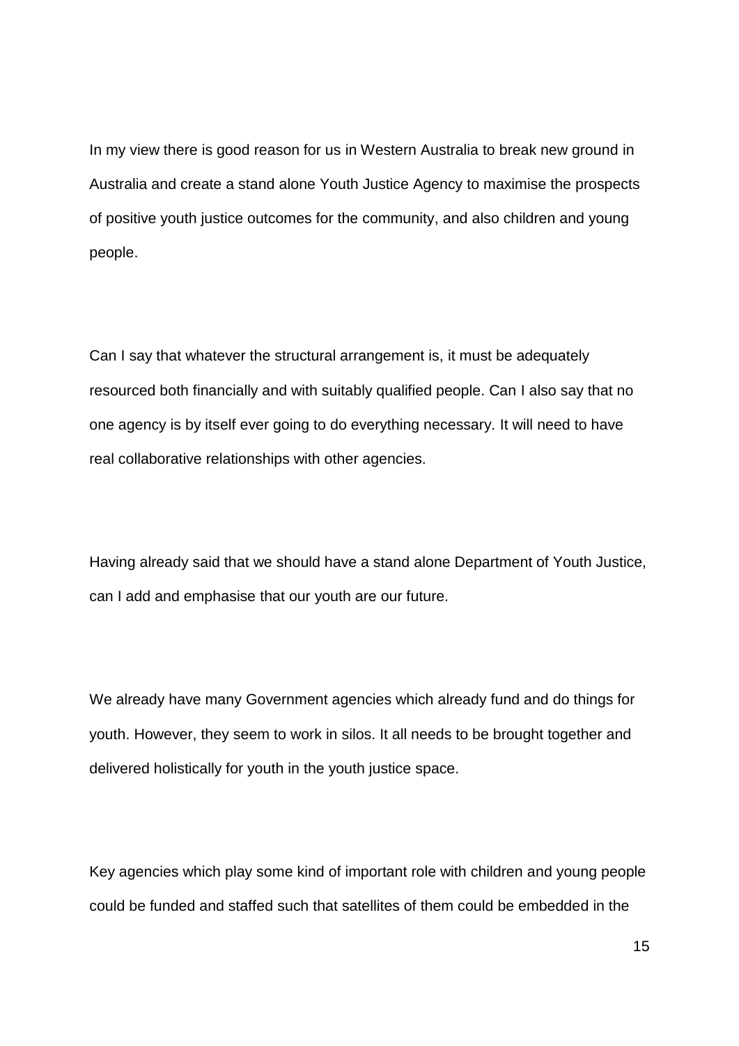In my view there is good reason for us in Western Australia to break new ground in Australia and create a stand alone Youth Justice Agency to maximise the prospects of positive youth justice outcomes for the community, and also children and young people.

Can I say that whatever the structural arrangement is, it must be adequately resourced both financially and with suitably qualified people. Can I also say that no one agency is by itself ever going to do everything necessary. It will need to have real collaborative relationships with other agencies.

Having already said that we should have a stand alone Department of Youth Justice, can I add and emphasise that our youth are our future.

We already have many Government agencies which already fund and do things for youth. However, they seem to work in silos. It all needs to be brought together and delivered holistically for youth in the youth justice space.

Key agencies which play some kind of important role with children and young people could be funded and staffed such that satellites of them could be embedded in the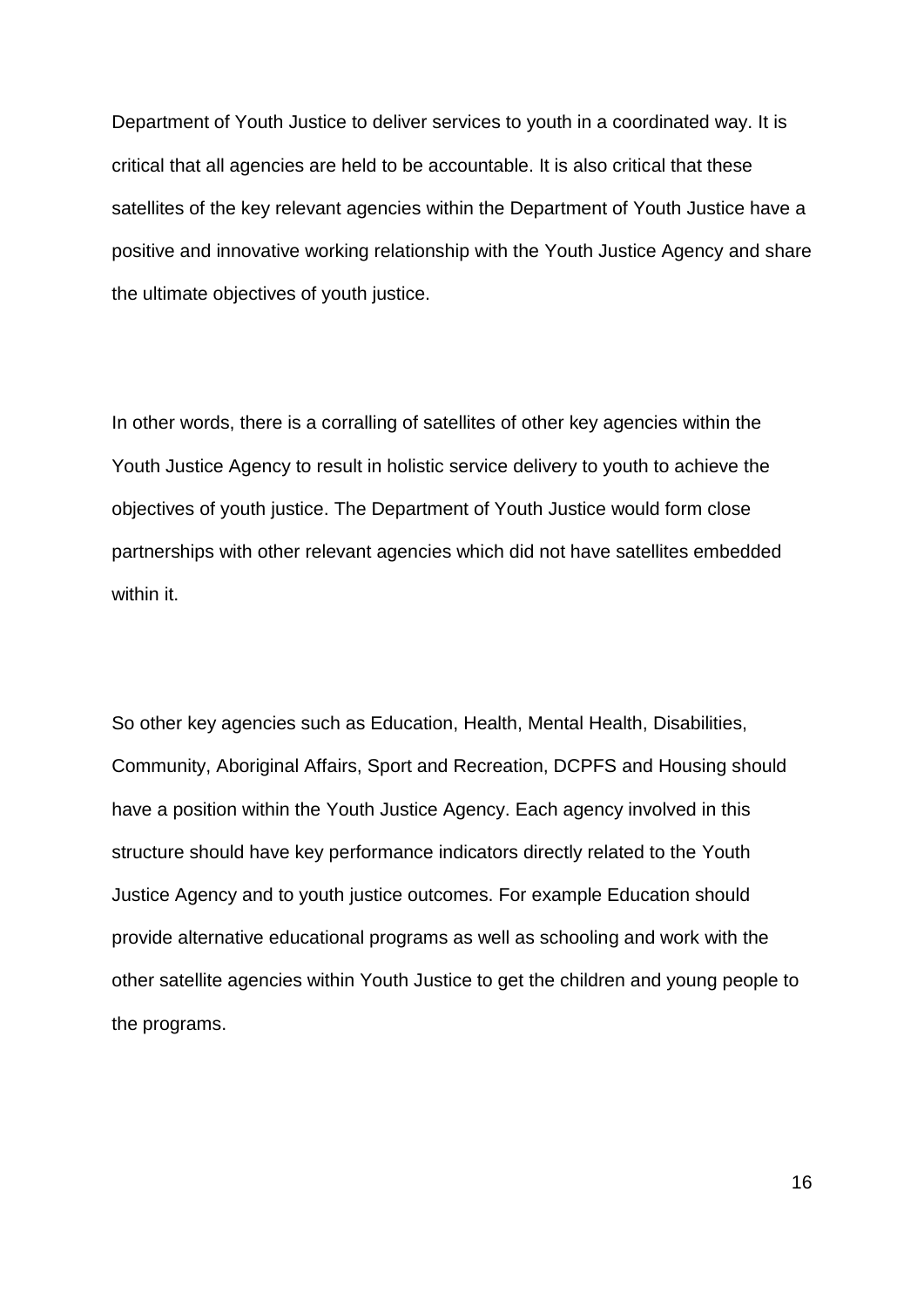Department of Youth Justice to deliver services to youth in a coordinated way. It is critical that all agencies are held to be accountable. It is also critical that these satellites of the key relevant agencies within the Department of Youth Justice have a positive and innovative working relationship with the Youth Justice Agency and share the ultimate objectives of youth justice.

In other words, there is a corralling of satellites of other key agencies within the Youth Justice Agency to result in holistic service delivery to youth to achieve the objectives of youth justice. The Department of Youth Justice would form close partnerships with other relevant agencies which did not have satellites embedded within it.

So other key agencies such as Education, Health, Mental Health, Disabilities, Community, Aboriginal Affairs, Sport and Recreation, DCPFS and Housing should have a position within the Youth Justice Agency. Each agency involved in this structure should have key performance indicators directly related to the Youth Justice Agency and to youth justice outcomes. For example Education should provide alternative educational programs as well as schooling and work with the other satellite agencies within Youth Justice to get the children and young people to the programs.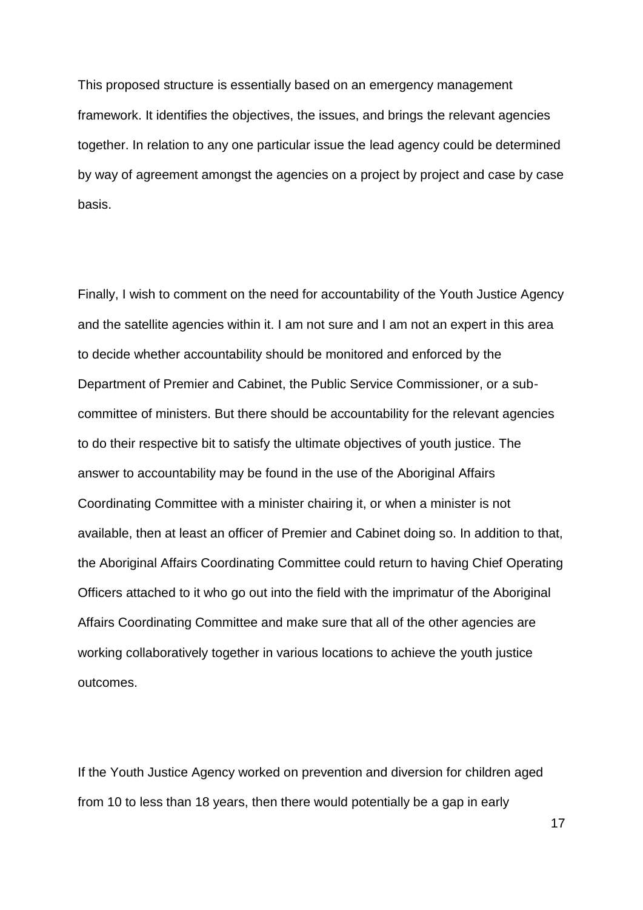This proposed structure is essentially based on an emergency management framework. It identifies the objectives, the issues, and brings the relevant agencies together. In relation to any one particular issue the lead agency could be determined by way of agreement amongst the agencies on a project by project and case by case basis.

Finally, I wish to comment on the need for accountability of the Youth Justice Agency and the satellite agencies within it. I am not sure and I am not an expert in this area to decide whether accountability should be monitored and enforced by the Department of Premier and Cabinet, the Public Service Commissioner, or a sub-committee of ministers. But there should be accountability for the relevant agencies to do their respective bit to satisfy the ultimate objectives of youth justice. The answer to accountability may be found in the use of the Aboriginal Affairs Coordinating Committee with a minister chairing it, or when a minister is not available, then at least an officer of Premier and Cabinet doing so. In addition to that, the Aboriginal Affairs Coordinating Committee could return to having Chief Operating Officers attached to it who go out into the field with the imprimatur of the Aboriginal Affairs Coordinating Committee and make sure that all of the other agencies are working collaboratively together in various locations to achieve the youth justice outcomes.

If the Youth Justice Agency worked on prevention and diversion for children aged from 10 to less than 18 years, then there would potentially be a gap in early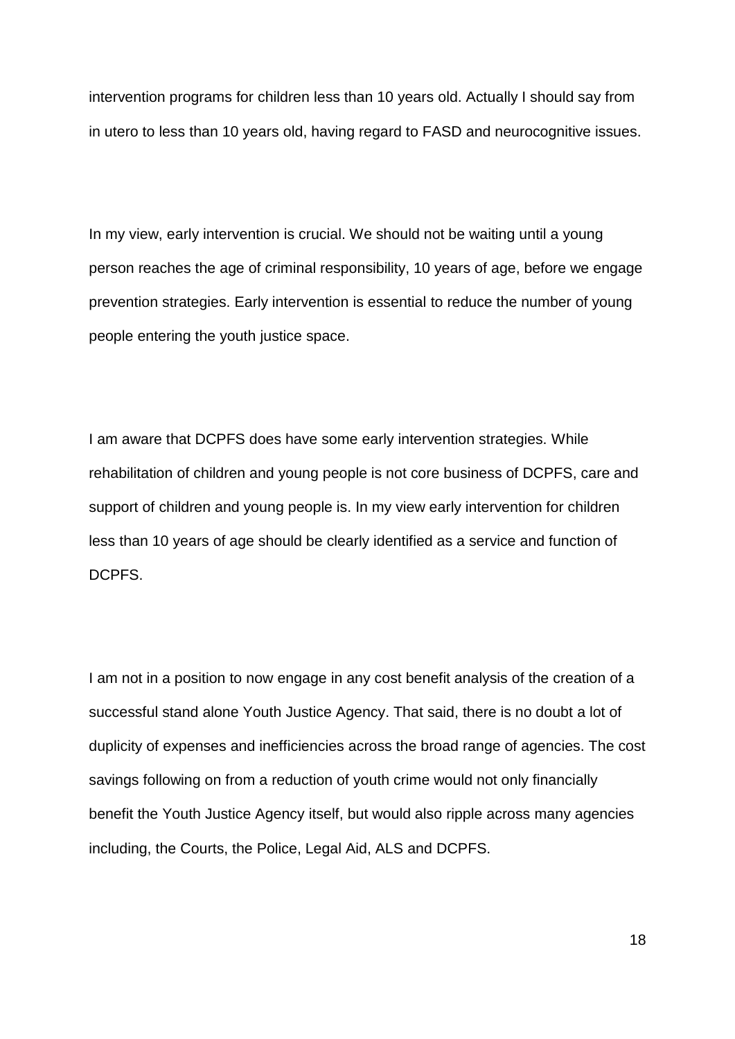intervention programs for children less than 10 years old. Actually I should say from in utero to less than 10 years old, having regard to FASD and neurocognitive issues.

In my view, early intervention is crucial. We should not be waiting until a young person reaches the age of criminal responsibility, 10 years of age, before we engage prevention strategies. Early intervention is essential to reduce the number of young people entering the youth justice space.

I am aware that DCPFS does have some early intervention strategies. While rehabilitation of children and young people is not core business of DCPFS, care and support of children and young people is. In my view early intervention for children less than 10 years of age should be clearly identified as a service and function of DCPFS.

I am not in a position to now engage in any cost benefit analysis of the creation of a successful stand alone Youth Justice Agency. That said, there is no doubt a lot of duplicity of expenses and inefficiencies across the broad range of agencies. The cost savings following on from a reduction of youth crime would not only financially benefit the Youth Justice Agency itself, but would also ripple across many agencies including, the Courts, the Police, Legal Aid, ALS and DCPFS.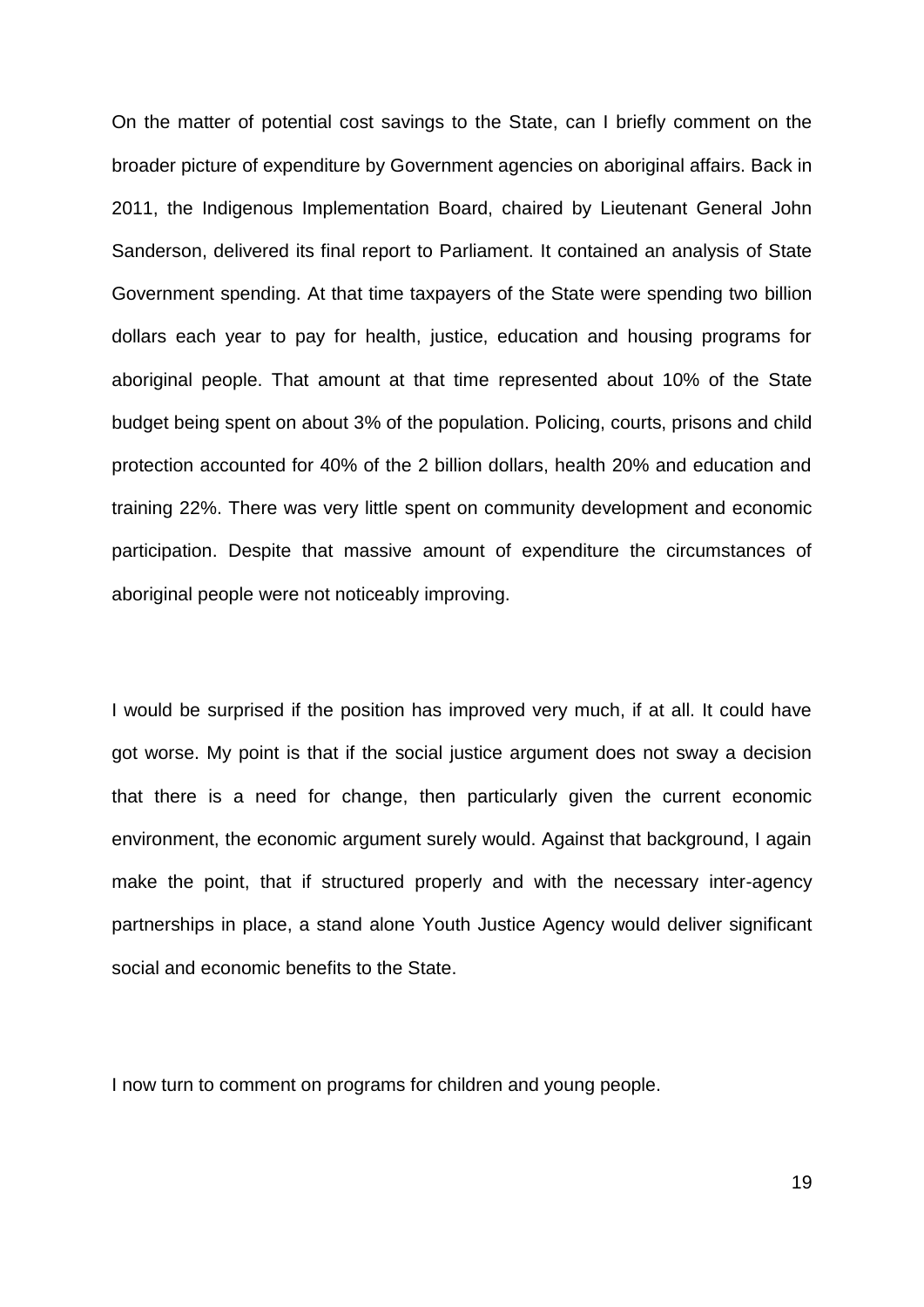On the matter of potential cost savings to the State, can I briefly comment on the broader picture of expenditure by Government agencies on aboriginal affairs. Back in 2011, the Indigenous Implementation Board, chaired by Lieutenant General John Sanderson, delivered its final report to Parliament. It contained an analysis of State Government spending. At that time taxpayers of the State were spending two billion dollars each year to pay for health, justice, education and housing programs for aboriginal people. That amount at that time represented about 10% of the State budget being spent on about 3% of the population. Policing, courts, prisons and child protection accounted for 40% of the 2 billion dollars, health 20% and education and training 22%. There was very little spent on community development and economic participation. Despite that massive amount of expenditure the circumstances of aboriginal people were not noticeably improving.

I would be surprised if the position has improved very much, if at all. It could have got worse. My point is that if the social justice argument does not sway a decision that there is a need for change, then particularly given the current economic environment, the economic argument surely would. Against that background, I again make the point, that if structured properly and with the necessary inter-agency partnerships in place, a stand alone Youth Justice Agency would deliver significant social and economic benefits to the State.

I now turn to comment on programs for children and young people.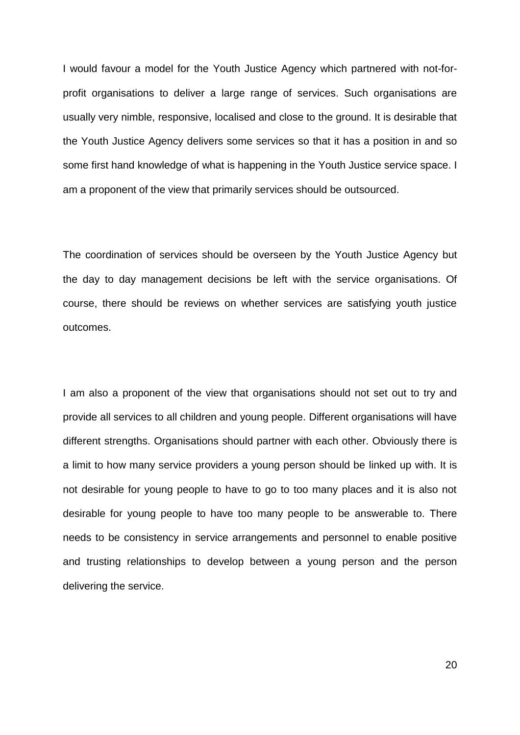I would favour a model for the Youth Justice Agency which partnered with not-for-profit organisations to deliver a large range of services. Such organisations are usually very nimble, responsive, localised and close to the ground. It is desirable that the Youth Justice Agency delivers some services so that it has a position in and so some first hand knowledge of what is happening in the Youth Justice service space. I am a proponent of the view that primarily services should be outsourced.

The coordination of services should be overseen by the Youth Justice Agency but the day to day management decisions be left with the service organisations. Of course, there should be reviews on whether services are satisfying youth justice outcomes.

I am also a proponent of the view that organisations should not set out to try and provide all services to all children and young people. Different organisations will have different strengths. Organisations should partner with each other. Obviously there is a limit to how many service providers a young person should be linked up with. It is not desirable for young people to have to go to too many places and it is also not desirable for young people to have too many people to be answerable to. There needs to be consistency in service arrangements and personnel to enable positive and trusting relationships to develop between a young person and the person delivering the service.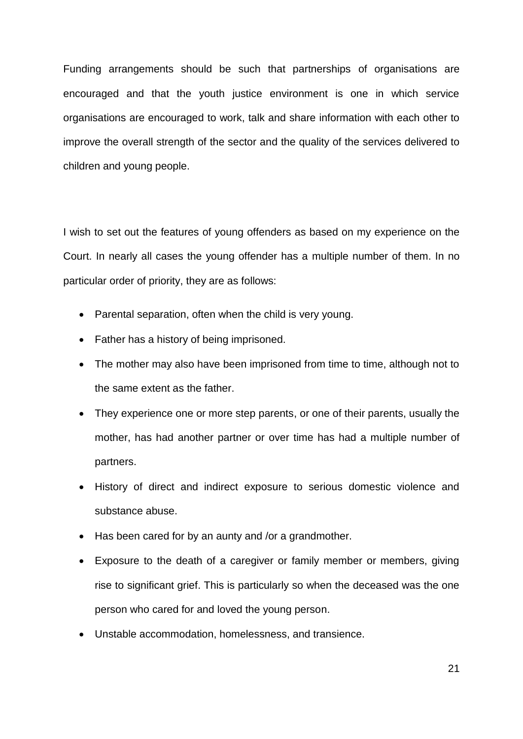Funding arrangements should be such that partnerships of organisations are encouraged and that the youth justice environment is one in which service organisations are encouraged to work, talk and share information with each other to improve the overall strength of the sector and the quality of the services delivered to children and young people.

I wish to set out the features of young offenders as based on my experience on the Court. In nearly all cases the young offender has a multiple number of them. In no particular order of priority, they are as follows:

- Parental separation, often when the child is very young.
- Father has a history of being imprisoned.
- The mother may also have been imprisoned from time to time, although not to the same extent as the father.
- They experience one or more step parents, or one of their parents, usually the mother, has had another partner or over time has had a multiple number of partners.
- History of direct and indirect exposure to serious domestic violence and substance abuse.
- Has been cared for by an aunty and /or a grandmother.
- Exposure to the death of a caregiver or family member or members, giving rise to significant grief. This is particularly so when the deceased was the one person who cared for and loved the young person.
- Unstable accommodation, homelessness, and transience.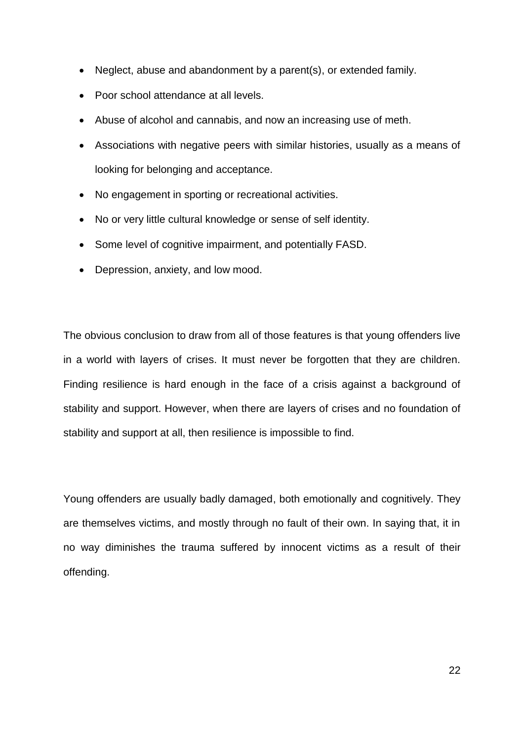- Neglect, abuse and abandonment by a parent(s), or extended family.
- Poor school attendance at all levels.
- Abuse of alcohol and cannabis, and now an increasing use of meth.
- Associations with negative peers with similar histories, usually as a means of looking for belonging and acceptance.
- No engagement in sporting or recreational activities.
- No or very little cultural knowledge or sense of self identity.
- Some level of cognitive impairment, and potentially FASD.
- Depression, anxiety, and low mood.

The obvious conclusion to draw from all of those features is that young offenders live in a world with layers of crises. It must never be forgotten that they are children. Finding resilience is hard enough in the face of a crisis against a background of stability and support. However, when there are layers of crises and no foundation of stability and support at all, then resilience is impossible to find.

Young offenders are usually badly damaged, both emotionally and cognitively. They are themselves victims, and mostly through no fault of their own. In saying that, it in no way diminishes the trauma suffered by innocent victims as a result of their offending.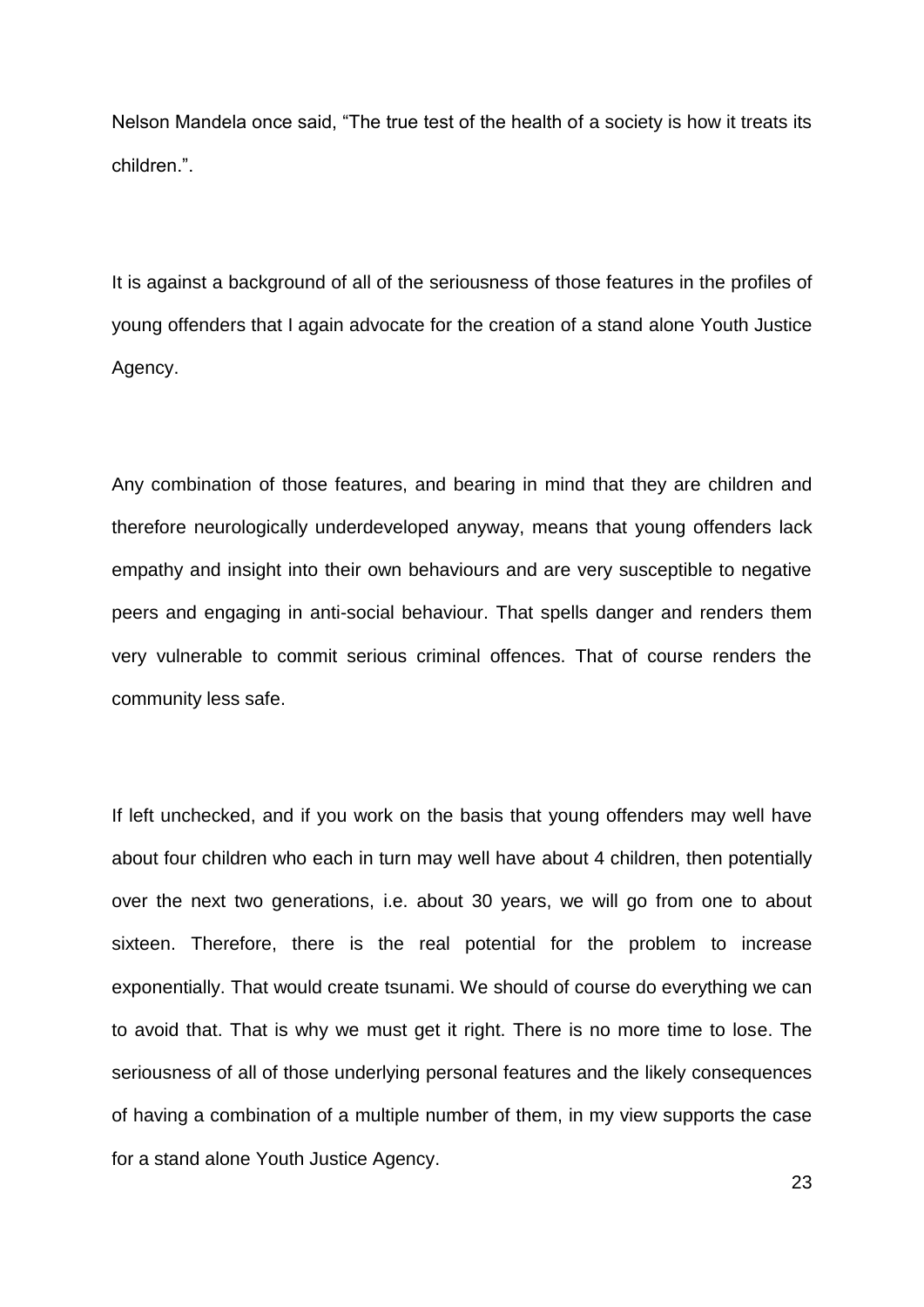Nelson Mandela once said, “The true test of the health of a society is how it treats its children.”.

It is against a background of all of the seriousness of those features in the profiles of young offenders that I again advocate for the creation of a stand alone Youth Justice Agency.

Any combination of those features, and bearing in mind that they are children and therefore neurologically underdeveloped anyway, means that young offenders lack empathy and insight into their own behaviours and are very susceptible to negative peers and engaging in anti-social behaviour. That spells danger and renders them very vulnerable to commit serious criminal offences. That of course renders the community less safe.

If left unchecked, and if you work on the basis that young offenders may well have about four children who each in turn may well have about 4 children, then potentially over the next two generations, i.e. about 30 years, we will go from one to about sixteen. Therefore, there is the real potential for the problem to increase exponentially. That would create tsunami. We should of course do everything we can to avoid that. That is why we must get it right. There is no more time to lose. The seriousness of all of those underlying personal features and the likely consequences of having a combination of a multiple number of them, in my view supports the case for a stand alone Youth Justice Agency.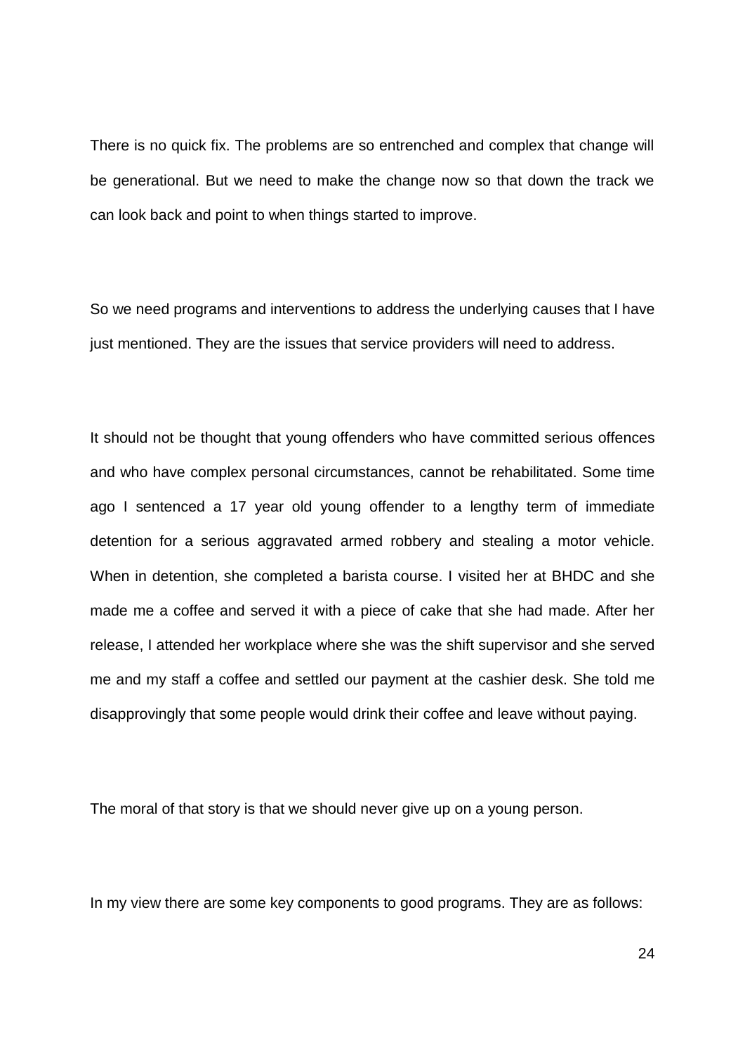There is no quick fix. The problems are so entrenched and complex that change will be generational. But we need to make the change now so that down the track we can look back and point to when things started to improve.

So we need programs and interventions to address the underlying causes that I have just mentioned. They are the issues that service providers will need to address.

It should not be thought that young offenders who have committed serious offences and who have complex personal circumstances, cannot be rehabilitated. Some time ago I sentenced a 17 year old young offender to a lengthy term of immediate detention for a serious aggravated armed robbery and stealing a motor vehicle. When in detention, she completed a barista course. I visited her at BHDC and she made me a coffee and served it with a piece of cake that she had made. After her release, I attended her workplace where she was the shift supervisor and she served me and my staff a coffee and settled our payment at the cashier desk. She told me disapprovingly that some people would drink their coffee and leave without paying.

The moral of that story is that we should never give up on a young person.

In my view there are some key components to good programs. They are as follows: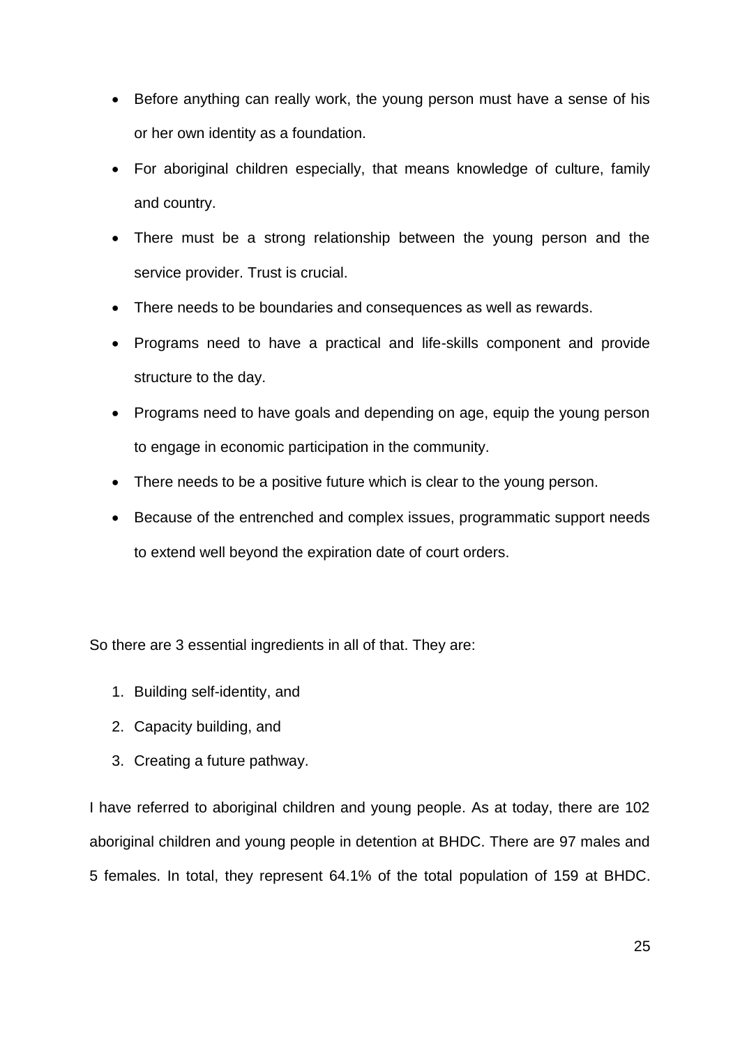- Before anything can really work, the young person must have a sense of his or her own identity as a foundation.
- For aboriginal children especially, that means knowledge of culture, family and country.
- There must be a strong relationship between the young person and the service provider. Trust is crucial.
- There needs to be boundaries and consequences as well as rewards.
- Programs need to have a practical and life-skills component and provide structure to the day.
- Programs need to have goals and depending on age, equip the young person to engage in economic participation in the community.
- There needs to be a positive future which is clear to the young person.
- Because of the entrenched and complex issues, programmatic support needs to extend well beyond the expiration date of court orders.

So there are 3 essential ingredients in all of that. They are:

1. Building self-identity, and
2. Capacity building, and
3. Creating a future pathway.

I have referred to aboriginal children and young people. As at today, there are 102 aboriginal children and young people in detention at BHDC. There are 97 males and 5 females. In total, they represent 64.1% of the total population of 159 at BHDC.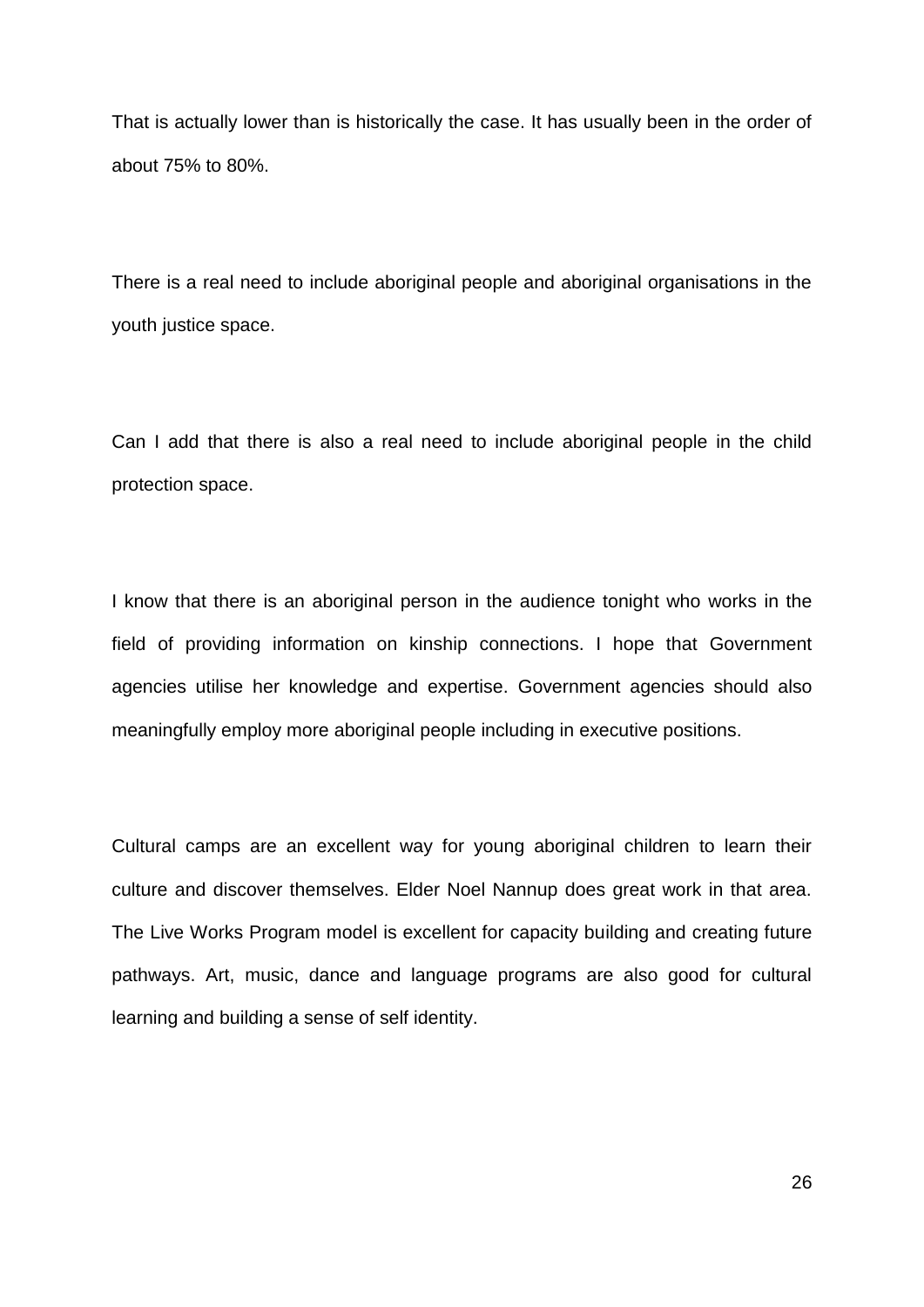That is actually lower than is historically the case. It has usually been in the order of about 75% to 80%.

There is a real need to include aboriginal people and aboriginal organisations in the youth justice space.

Can I add that there is also a real need to include aboriginal people in the child protection space.

I know that there is an aboriginal person in the audience tonight who works in the field of providing information on kinship connections. I hope that Government agencies utilise her knowledge and expertise. Government agencies should also meaningfully employ more aboriginal people including in executive positions.

Cultural camps are an excellent way for young aboriginal children to learn their culture and discover themselves. Elder Noel Nannup does great work in that area. The Live Works Program model is excellent for capacity building and creating future pathways. Art, music, dance and language programs are also good for cultural learning and building a sense of self identity.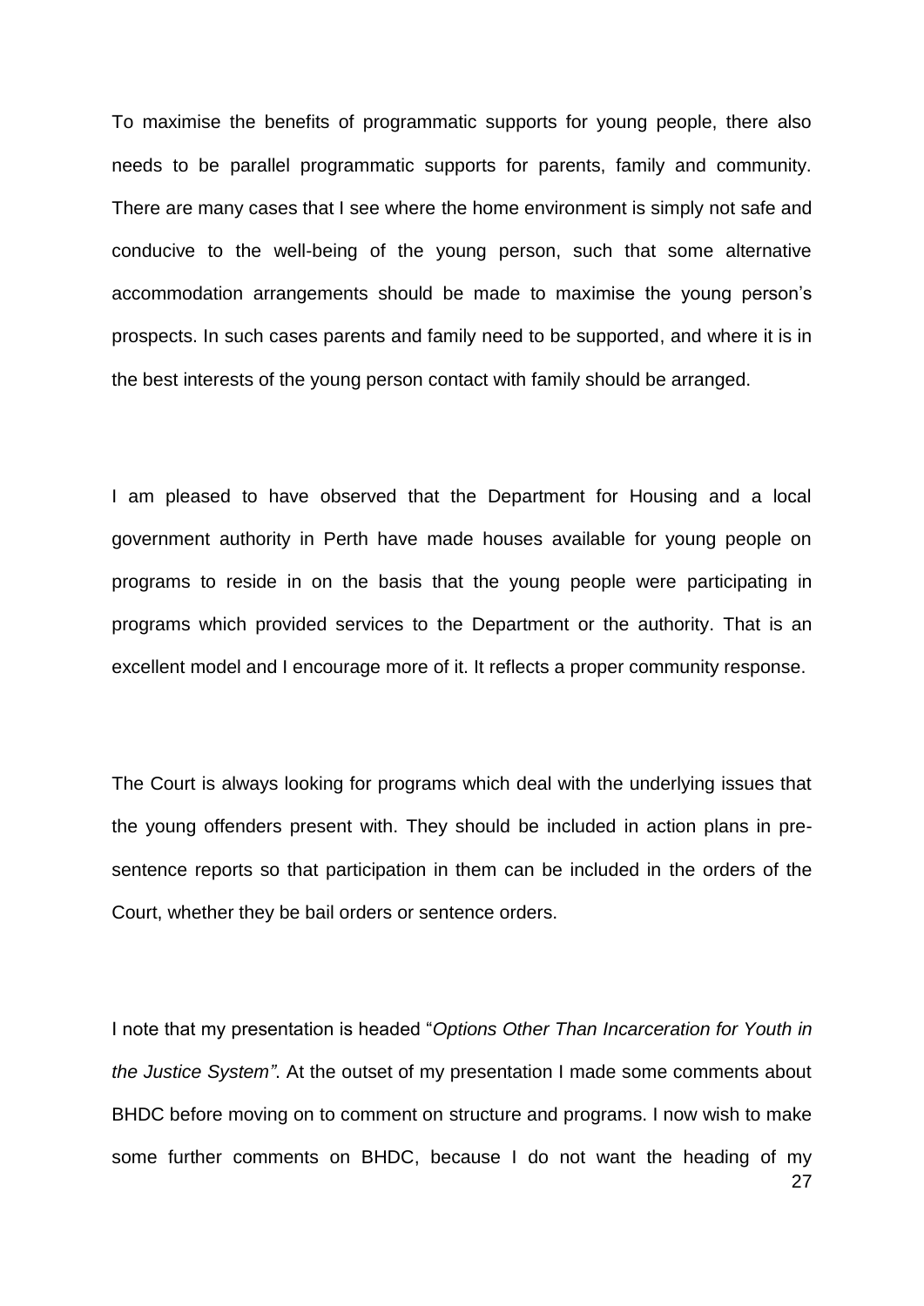To maximise the benefits of programmatic supports for young people, there also needs to be parallel programmatic supports for parents, family and community. There are many cases that I see where the home environment is simply not safe and conducive to the well-being of the young person, such that some alternative accommodation arrangements should be made to maximise the young person's prospects. In such cases parents and family need to be supported, and where it is in the best interests of the young person contact with family should be arranged.

I am pleased to have observed that the Department for Housing and a local government authority in Perth have made houses available for young people on programs to reside in on the basis that the young people were participating in programs which provided services to the Department or the authority. That is an excellent model and I encourage more of it. It reflects a proper community response.

The Court is always looking for programs which deal with the underlying issues that the young offenders present with. They should be included in action plans in pre-sentence reports so that participation in them can be included in the orders of the Court, whether they be bail orders or sentence orders.

I note that my presentation is headed "*Options Other Than Incarceration for Youth in the Justice System"*. At the outset of my presentation I made some comments about BHDC before moving on to comment on structure and programs. I now wish to make some further comments on BHDC, because I do not want the heading of my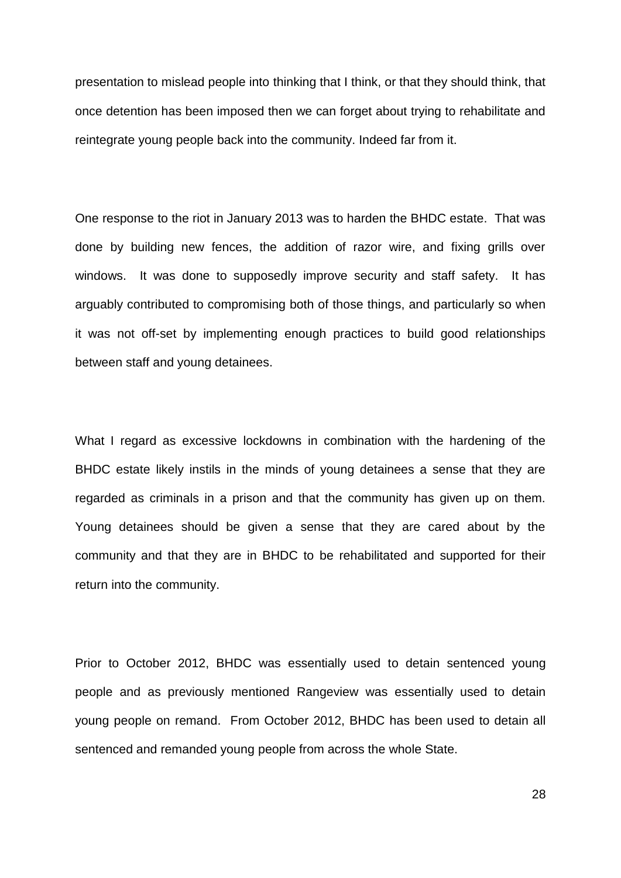presentation to mislead people into thinking that I think, or that they should think, that once detention has been imposed then we can forget about trying to rehabilitate and reintegrate young people back into the community. Indeed far from it.

One response to the riot in January 2013 was to harden the BHDC estate. That was done by building new fences, the addition of razor wire, and fixing grills over windows. It was done to supposedly improve security and staff safety. It has arguably contributed to compromising both of those things, and particularly so when it was not off-set by implementing enough practices to build good relationships between staff and young detainees.

What I regard as excessive lockdowns in combination with the hardening of the BHDC estate likely instils in the minds of young detainees a sense that they are regarded as criminals in a prison and that the community has given up on them. Young detainees should be given a sense that they are cared about by the community and that they are in BHDC to be rehabilitated and supported for their return into the community.

Prior to October 2012, BHDC was essentially used to detain sentenced young people and as previously mentioned Rangeview was essentially used to detain young people on remand. From October 2012, BHDC has been used to detain all sentenced and remanded young people from across the whole State.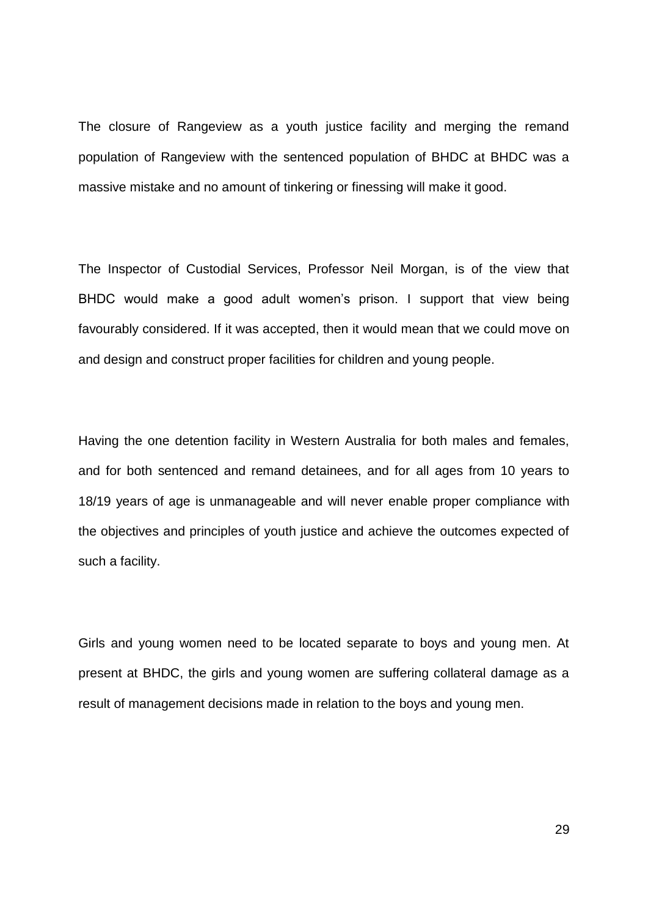The closure of Rangeview as a youth justice facility and merging the remand population of Rangeview with the sentenced population of BHDC at BHDC was a massive mistake and no amount of tinkering or finessing will make it good.

The Inspector of Custodial Services, Professor Neil Morgan, is of the view that BHDC would make a good adult women's prison. I support that view being favourably considered. If it was accepted, then it would mean that we could move on and design and construct proper facilities for children and young people.

Having the one detention facility in Western Australia for both males and females, and for both sentenced and remand detainees, and for all ages from 10 years to 18/19 years of age is unmanageable and will never enable proper compliance with the objectives and principles of youth justice and achieve the outcomes expected of such a facility.

Girls and young women need to be located separate to boys and young men. At present at BHDC, the girls and young women are suffering collateral damage as a result of management decisions made in relation to the boys and young men.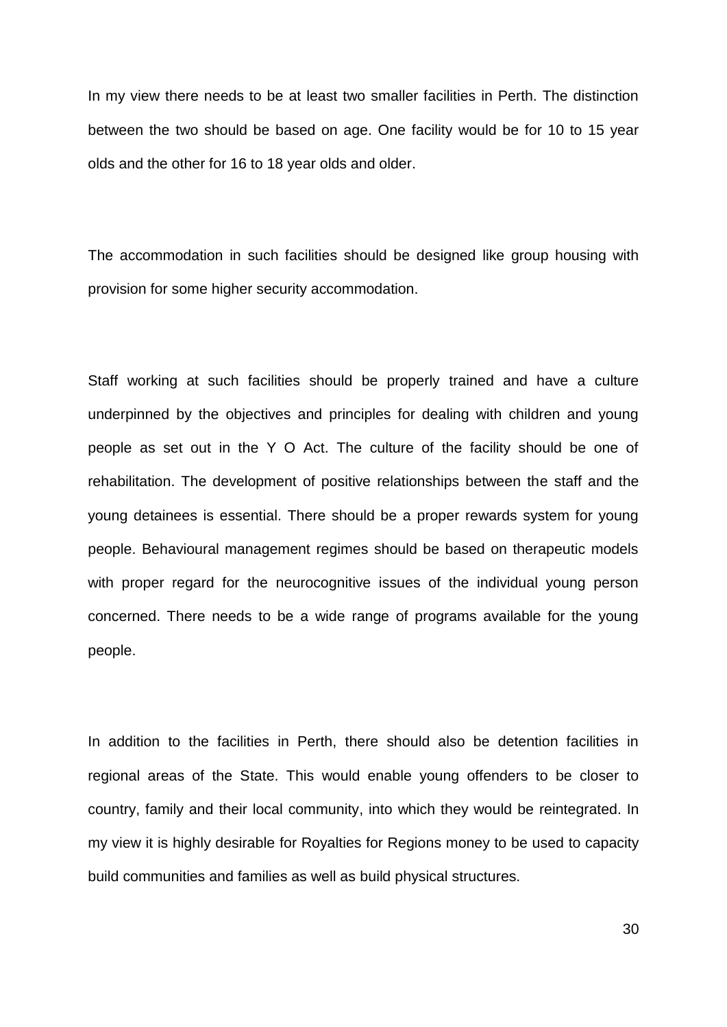In my view there needs to be at least two smaller facilities in Perth. The distinction between the two should be based on age. One facility would be for 10 to 15 year olds and the other for 16 to 18 year olds and older.

The accommodation in such facilities should be designed like group housing with provision for some higher security accommodation.

Staff working at such facilities should be properly trained and have a culture underpinned by the objectives and principles for dealing with children and young people as set out in the Y O Act. The culture of the facility should be one of rehabilitation. The development of positive relationships between the staff and the young detainees is essential. There should be a proper rewards system for young people. Behavioural management regimes should be based on therapeutic models with proper regard for the neurocognitive issues of the individual young person concerned. There needs to be a wide range of programs available for the young people.

In addition to the facilities in Perth, there should also be detention facilities in regional areas of the State. This would enable young offenders to be closer to country, family and their local community, into which they would be reintegrated. In my view it is highly desirable for Royalties for Regions money to be used to capacity build communities and families as well as build physical structures.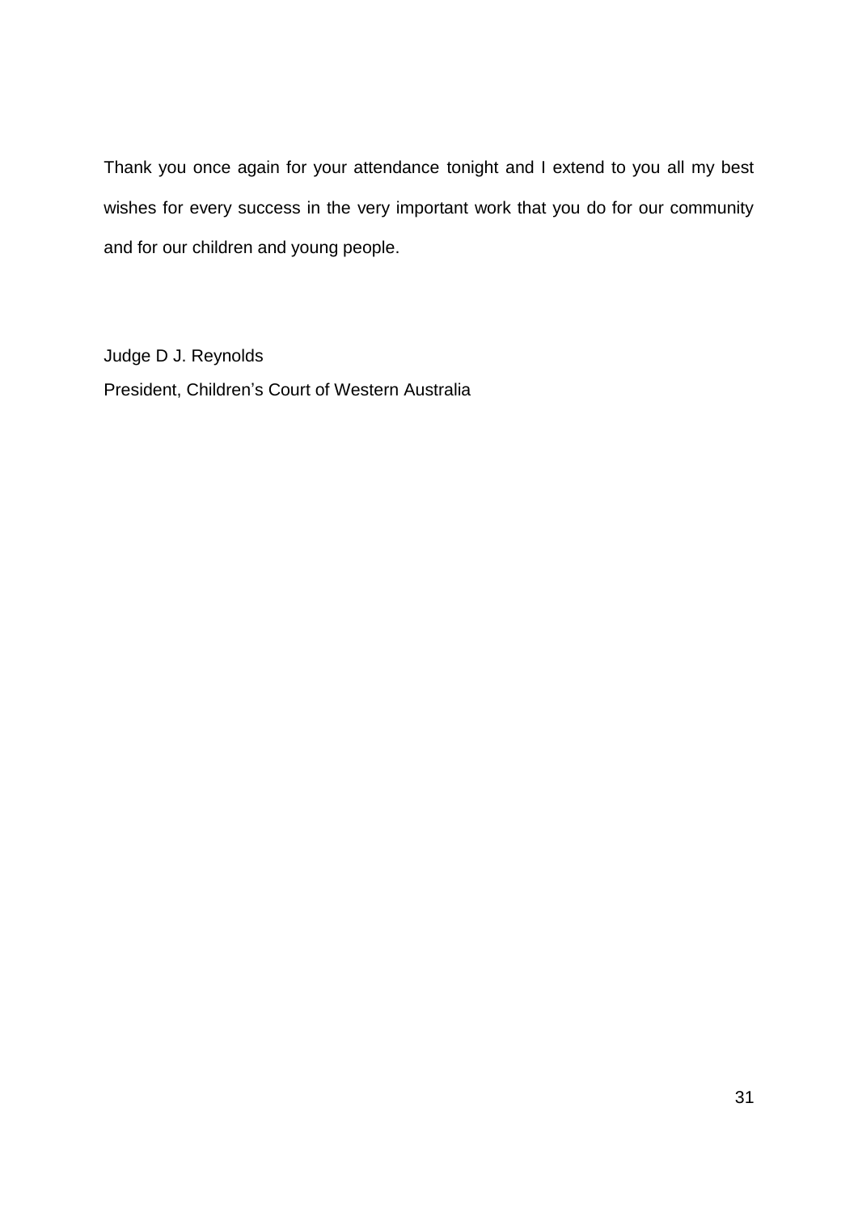Thank you once again for your attendance tonight and I extend to you all my best wishes for every success in the very important work that you do for our community and for our children and young people.

Judge D J. Reynolds
President, Children's Court of Western Australia